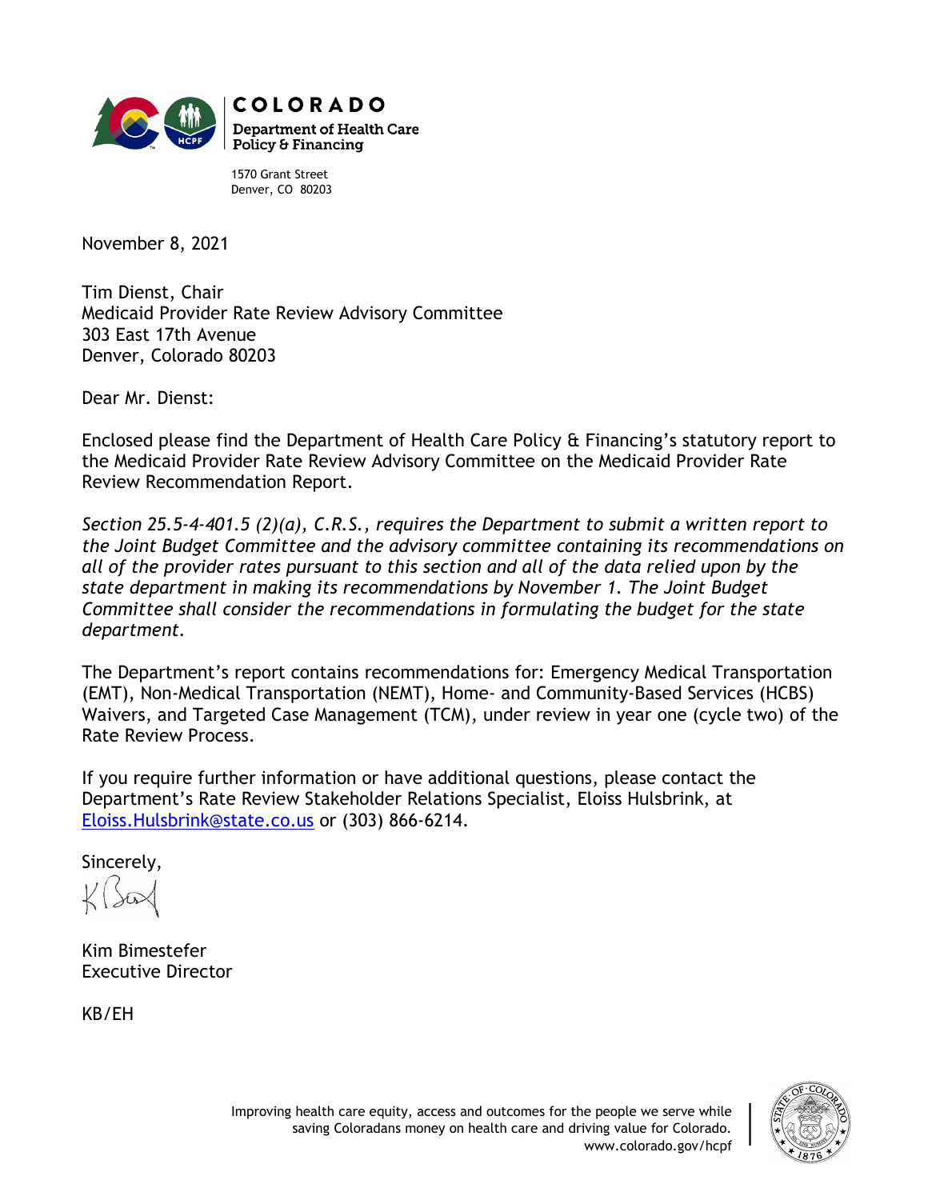**COLORADO**
**Department of Health Care Policy & Financing**

1570 Grant Street
Denver, CO 80203

November 8, 2021

Tim Dienst, Chair
Medicaid Provider Rate Review Advisory Committee
303 East 17th Avenue
Denver, Colorado 80203

Dear Mr. Dienst:

Enclosed please find the Department of Health Care Policy & Financing's statutory report to the Medicaid Provider Rate Review Advisory Committee on the Medicaid Provider Rate Review Recommendation Report.

*Section 25.5-4-401.5 (2)(a), C.R.S., requires the Department to submit a written report to the Joint Budget Committee and the advisory committee containing its recommendations on all of the provider rates pursuant to this section and all of the data relied upon by the state department in making its recommendations by November 1. The Joint Budget Committee shall consider the recommendations in formulating the budget for the state department.*

The Department's report contains recommendations for: Emergency Medical Transportation (EMT), Non-Medical Transportation (NEMT), Home- and Community-Based Services (HCBS) Waivers, and Targeted Case Management (TCM), under review in year one (cycle two) of the Rate Review Process.

If you require further information or have additional questions, please contact the Department's Rate Review Stakeholder Relations Specialist, Eloiss Hulsbrink, at Eloiss.Hulsbrink@state.co.us or (303) 866-6214.

Sincerely,

Kim Bimestefer
Executive Director

KB/EH

Improving health care equity, access and outcomes for the people we serve while saving Coloradans money on health care and driving value for Colorado.
www.colorado.gov/hcpf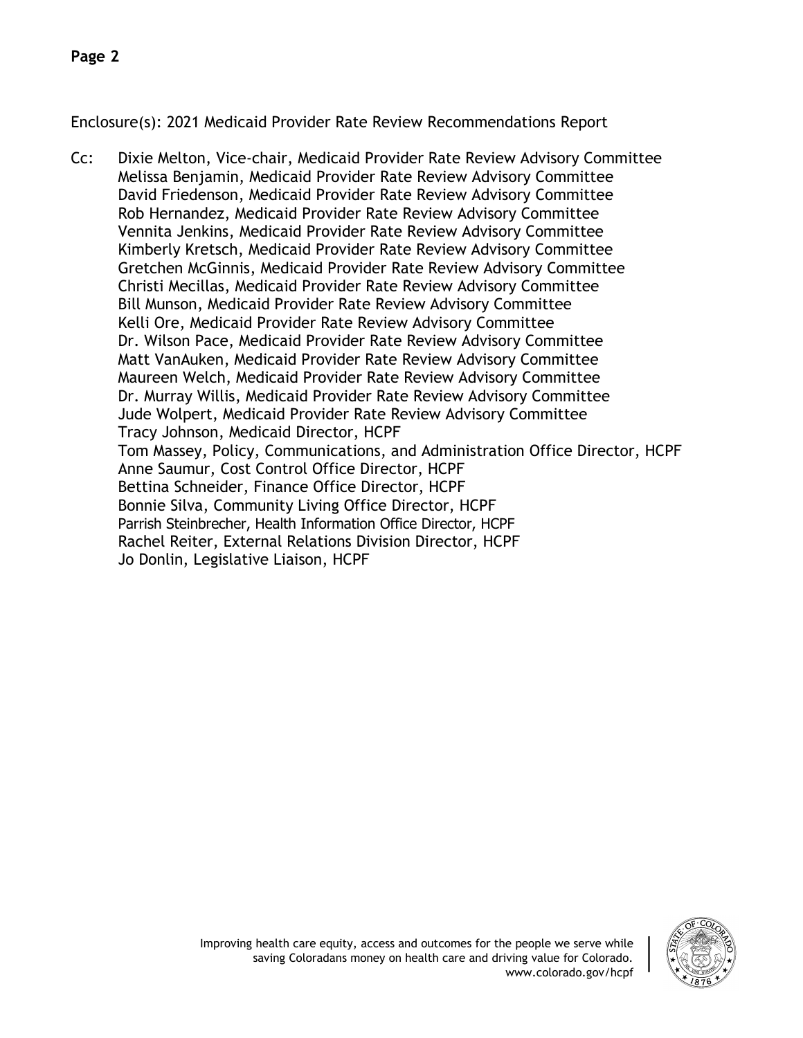Enclosure(s): 2021 Medicaid Provider Rate Review Recommendations Report

Cc: Dixie Melton, Vice-chair, Medicaid Provider Rate Review Advisory Committee
Melissa Benjamin, Medicaid Provider Rate Review Advisory Committee
David Friedenson, Medicaid Provider Rate Review Advisory Committee
Rob Hernandez, Medicaid Provider Rate Review Advisory Committee
Vennita Jenkins, Medicaid Provider Rate Review Advisory Committee
Kimberly Kretsch, Medicaid Provider Rate Review Advisory Committee
Gretchen McGinnis, Medicaid Provider Rate Review Advisory Committee
Christi Mecillas, Medicaid Provider Rate Review Advisory Committee
Bill Munson, Medicaid Provider Rate Review Advisory Committee
Kelli Ore, Medicaid Provider Rate Review Advisory Committee
Dr. Wilson Pace, Medicaid Provider Rate Review Advisory Committee
Matt VanAuken, Medicaid Provider Rate Review Advisory Committee
Maureen Welch, Medicaid Provider Rate Review Advisory Committee
Dr. Murray Willis, Medicaid Provider Rate Review Advisory Committee
Jude Wolpert, Medicaid Provider Rate Review Advisory Committee
Tracy Johnson, Medicaid Director, HCPF
Tom Massey, Policy, Communications, and Administration Office Director, HCPF
Anne Saumur, Cost Control Office Director, HCPF
Bettina Schneider, Finance Office Director, HCPF
Bonnie Silva, Community Living Office Director, HCPF
Parrish Steinbrecher, Health Information Office Director, HCPF
Rachel Reiter, External Relations Division Director, HCPF
Jo Donlin, Legislative Liaison, HCPF

Improving health care equity, access and outcomes for the people we serve while saving Coloradans money on health care and driving value for Colorado.
www.colorado.gov/hcpf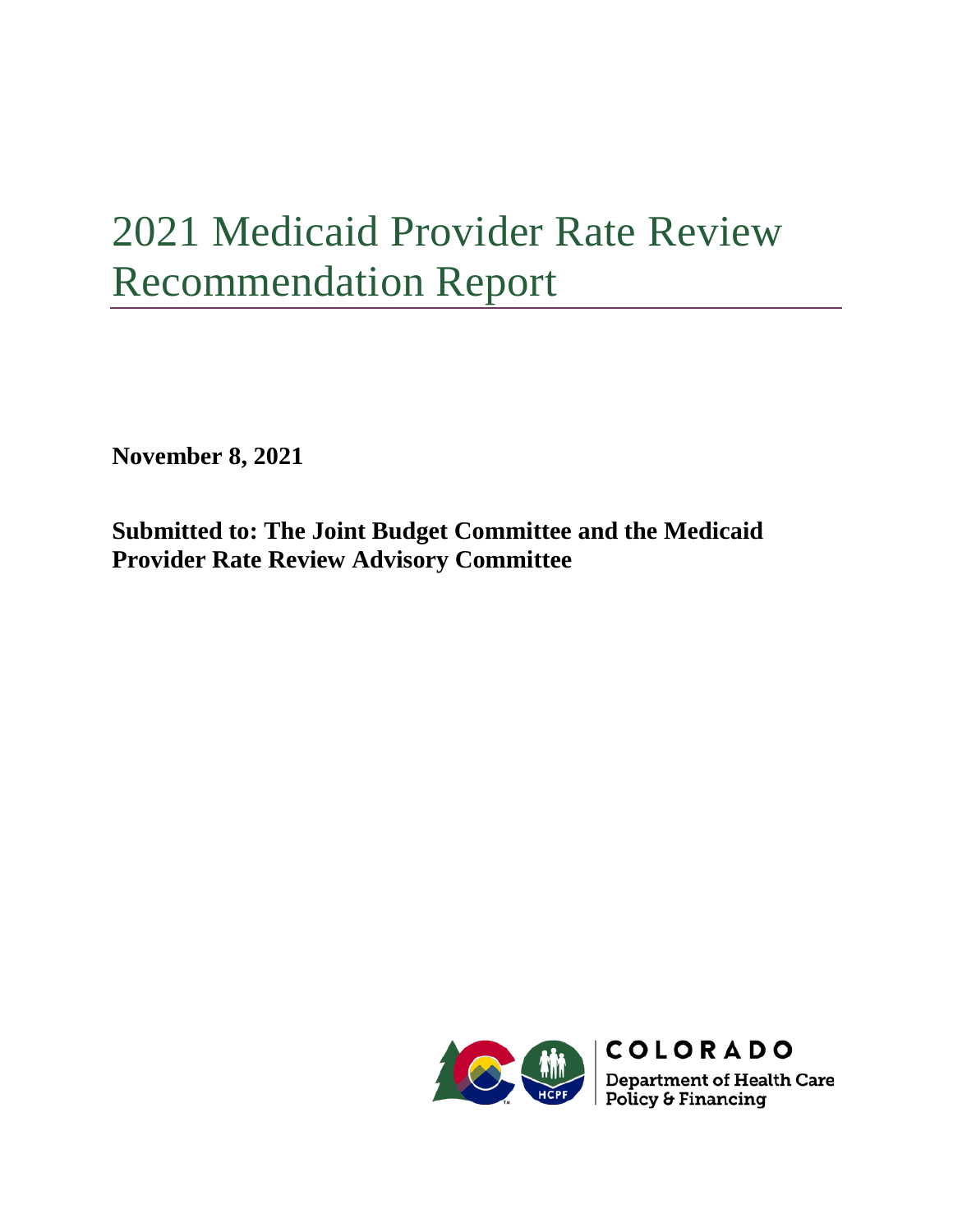# 2021 Medicaid Provider Rate Review Recommendation Report

**November 8, 2021**

**Submitted to: The Joint Budget Committee and the Medicaid Provider Rate Review Advisory Committee**

COLORADO

Department of Health Care Policy & Financing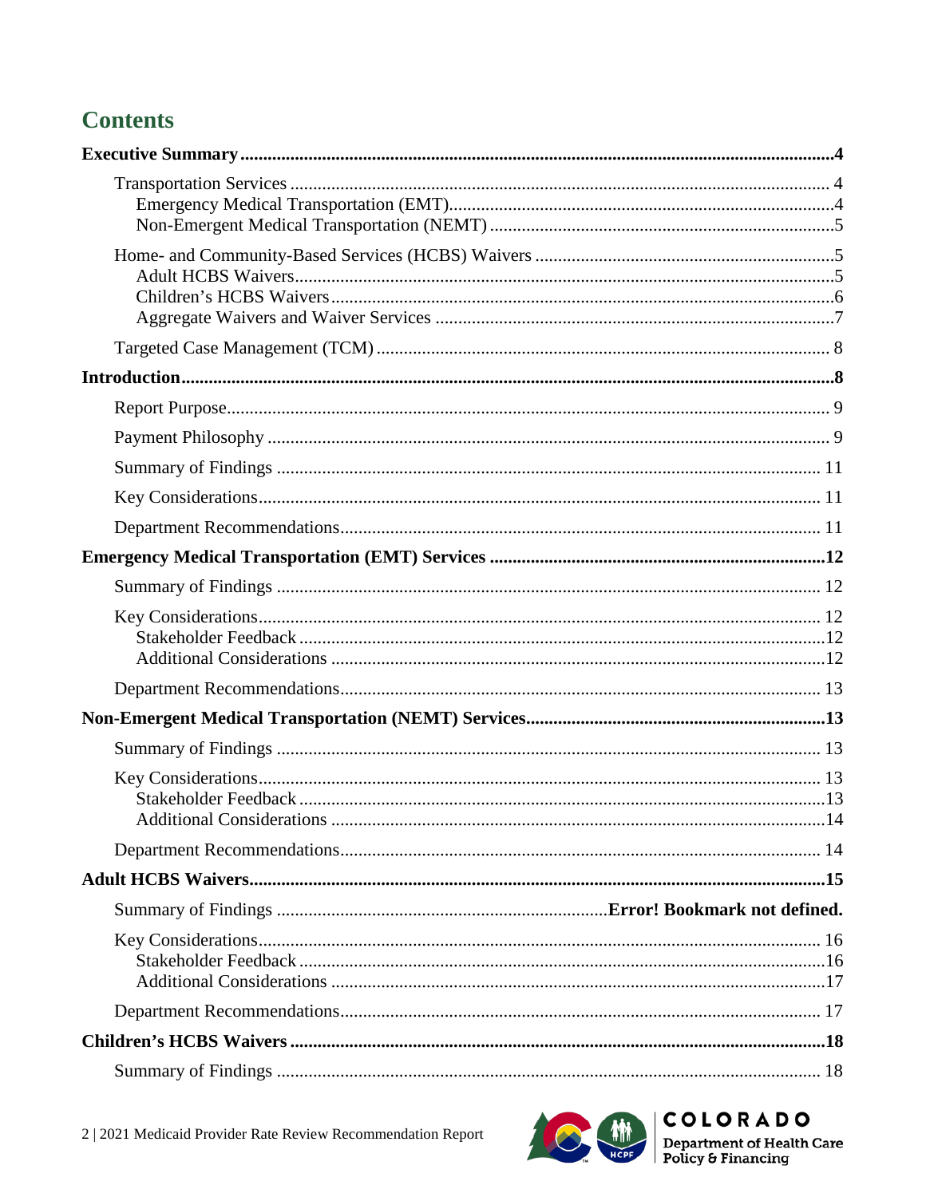## Contents

**Executive Summary** .... **4**

- Transportation Services .... 4
  - Emergency Medical Transportation (EMT) .... 4
  - Non-Emergent Medical Transportation (NEMT) .... 5
- Home- and Community-Based Services (HCBS) Waivers .... 5
  - Adult HCBS Waivers .... 5
  - Children's HCBS Waivers .... 6
  - Aggregate Waivers and Waiver Services .... 7
- Targeted Case Management (TCM) .... 8

**Introduction** .... **8**

- Report Purpose .... 9
- Payment Philosophy .... 9
- Summary of Findings .... 11
- Key Considerations .... 11
- Department Recommendations .... 11

**Emergency Medical Transportation (EMT) Services** .... **12**

- Summary of Findings .... 12
- Key Considerations .... 12
  - Stakeholder Feedback .... 12
  - Additional Considerations .... 12
- Department Recommendations .... 13

**Non-Emergent Medical Transportation (NEMT) Services** .... **13**

- Summary of Findings .... 13
- Key Considerations .... 13
  - Stakeholder Feedback .... 13
  - Additional Considerations .... 14
- Department Recommendations .... 14

**Adult HCBS Waivers** .... **15**

- Summary of Findings .... **Error! Bookmark not defined.**
- Key Considerations .... 16
  - Stakeholder Feedback .... 16
  - Additional Considerations .... 17
- Department Recommendations .... 17

**Children's HCBS Waivers** .... **18**

- Summary of Findings .... 18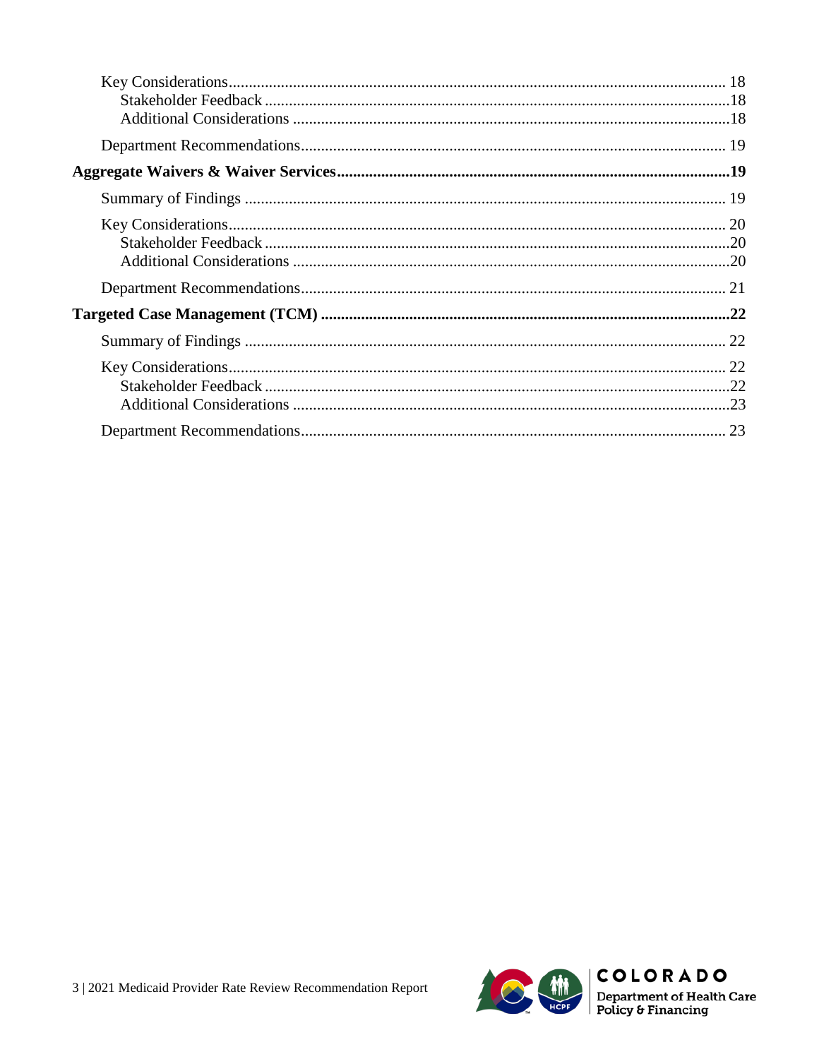- Key Considerations ........ 18
  - Stakeholder Feedback ........ 18
  - Additional Considerations ........ 18
- Department Recommendations ........ 19

**Aggregate Waivers & Waiver Services ........ 19**

- Summary of Findings ........ 19
- Key Considerations ........ 20
  - Stakeholder Feedback ........ 20
  - Additional Considerations ........ 20
- Department Recommendations ........ 21

**Targeted Case Management (TCM) ........ 22**

- Summary of Findings ........ 22
- Key Considerations ........ 22
  - Stakeholder Feedback ........ 22
  - Additional Considerations ........ 23
- Department Recommendations ........ 23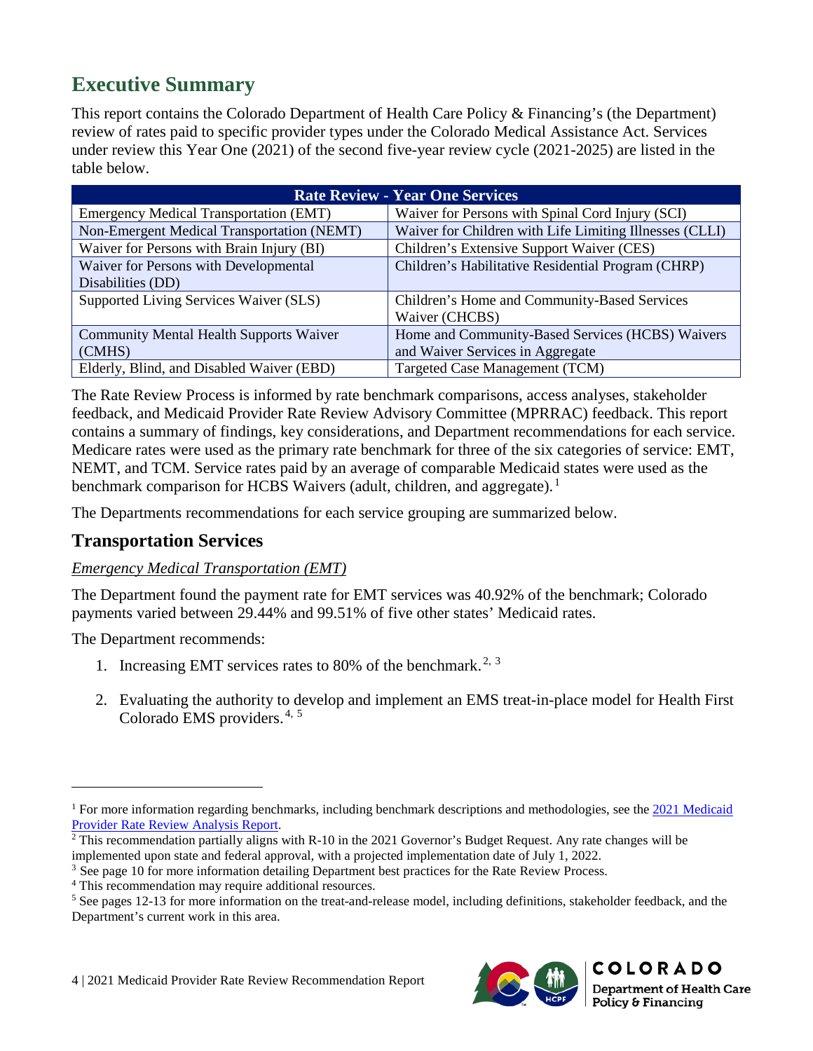## Executive Summary

This report contains the Colorado Department of Health Care Policy & Financing's (the Department) review of rates paid to specific provider types under the Colorado Medical Assistance Act. Services under review this Year One (2021) of the second five-year review cycle (2021-2025) are listed in the table below.

| Rate Review - Year One Services | |
|---|---|
| Emergency Medical Transportation (EMT) | Waiver for Persons with Spinal Cord Injury (SCI) |
| Non-Emergent Medical Transportation (NEMT) | Waiver for Children with Life Limiting Illnesses (CLLI) |
| Waiver for Persons with Brain Injury (BI) | Children's Extensive Support Waiver (CES) |
| Waiver for Persons with Developmental Disabilities (DD) | Children's Habilitative Residential Program (CHRP) |
| Supported Living Services Waiver (SLS) | Children's Home and Community-Based Services Waiver (CHCBS) |
| Community Mental Health Supports Waiver (CMHS) | Home and Community-Based Services (HCBS) Waivers and Waiver Services in Aggregate |
| Elderly, Blind, and Disabled Waiver (EBD) | Targeted Case Management (TCM) |

The Rate Review Process is informed by rate benchmark comparisons, access analyses, stakeholder feedback, and Medicaid Provider Rate Review Advisory Committee (MPRRAC) feedback. This report contains a summary of findings, key considerations, and Department recommendations for each service. Medicare rates were used as the primary rate benchmark for three of the six categories of service: EMT, NEMT, and TCM. Service rates paid by an average of comparable Medicaid states were used as the benchmark comparison for HCBS Waivers (adult, children, and aggregate).[1]

The Departments recommendations for each service grouping are summarized below.

### Transportation Services

*Emergency Medical Transportation (EMT)*

The Department found the payment rate for EMT services was 40.92% of the benchmark; Colorado payments varied between 29.44% and 99.51% of five other states' Medicaid rates.

The Department recommends:

1. Increasing EMT services rates to 80% of the benchmark.[2,3]
2. Evaluating the authority to develop and implement an EMS treat-in-place model for Health First Colorado EMS providers.[4,5]

---

[1] For more information regarding benchmarks, including benchmark descriptions and methodologies, see the 2021 Medicaid Provider Rate Review Analysis Report.

[2] This recommendation partially aligns with R-10 in the 2021 Governor's Budget Request. Any rate changes will be implemented upon state and federal approval, with a projected implementation date of July 1, 2022.

[3] See page 10 for more information detailing Department best practices for the Rate Review Process.

[4] This recommendation may require additional resources.

[5] See pages 12-13 for more information on the treat-and-release model, including definitions, stakeholder feedback, and the Department's current work in this area.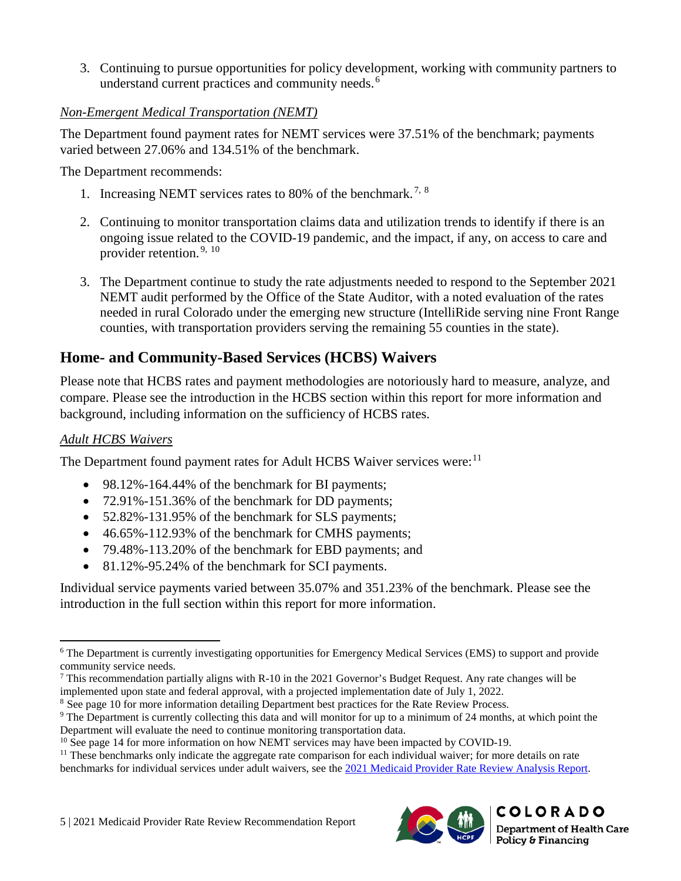3. Continuing to pursue opportunities for policy development, working with community partners to understand current practices and community needs.[6]

*Non-Emergent Medical Transportation (NEMT)*

The Department found payment rates for NEMT services were 37.51% of the benchmark; payments varied between 27.06% and 134.51% of the benchmark.

The Department recommends:

1. Increasing NEMT services rates to 80% of the benchmark.[7, 8]
2. Continuing to monitor transportation claims data and utilization trends to identify if there is an ongoing issue related to the COVID-19 pandemic, and the impact, if any, on access to care and provider retention.[9, 10]
3. The Department continue to study the rate adjustments needed to respond to the September 2021 NEMT audit performed by the Office of the State Auditor, with a noted evaluation of the rates needed in rural Colorado under the emerging new structure (IntelliRide serving nine Front Range counties, with transportation providers serving the remaining 55 counties in the state).

## Home- and Community-Based Services (HCBS) Waivers

Please note that HCBS rates and payment methodologies are notoriously hard to measure, analyze, and compare. Please see the introduction in the HCBS section within this report for more information and background, including information on the sufficiency of HCBS rates.

*Adult HCBS Waivers*

The Department found payment rates for Adult HCBS Waiver services were:[11]

- 98.12%-164.44% of the benchmark for BI payments;
- 72.91%-151.36% of the benchmark for DD payments;
- 52.82%-131.95% of the benchmark for SLS payments;
- 46.65%-112.93% of the benchmark for CMHS payments;
- 79.48%-113.20% of the benchmark for EBD payments; and
- 81.12%-95.24% of the benchmark for SCI payments.

Individual service payments varied between 35.07% and 351.23% of the benchmark. Please see the introduction in the full section within this report for more information.

---

[6] The Department is currently investigating opportunities for Emergency Medical Services (EMS) to support and provide community service needs.

[7] This recommendation partially aligns with R-10 in the 2021 Governor's Budget Request. Any rate changes will be implemented upon state and federal approval, with a projected implementation date of July 1, 2022.

[8] See page 10 for more information detailing Department best practices for the Rate Review Process.

[9] The Department is currently collecting this data and will monitor for up to a minimum of 24 months, at which point the Department will evaluate the need to continue monitoring transportation data.

[10] See page 14 for more information on how NEMT services may have been impacted by COVID-19.

[11] These benchmarks only indicate the aggregate rate comparison for each individual waiver; for more details on rate benchmarks for individual services under adult waivers, see the 2021 Medicaid Provider Rate Review Analysis Report.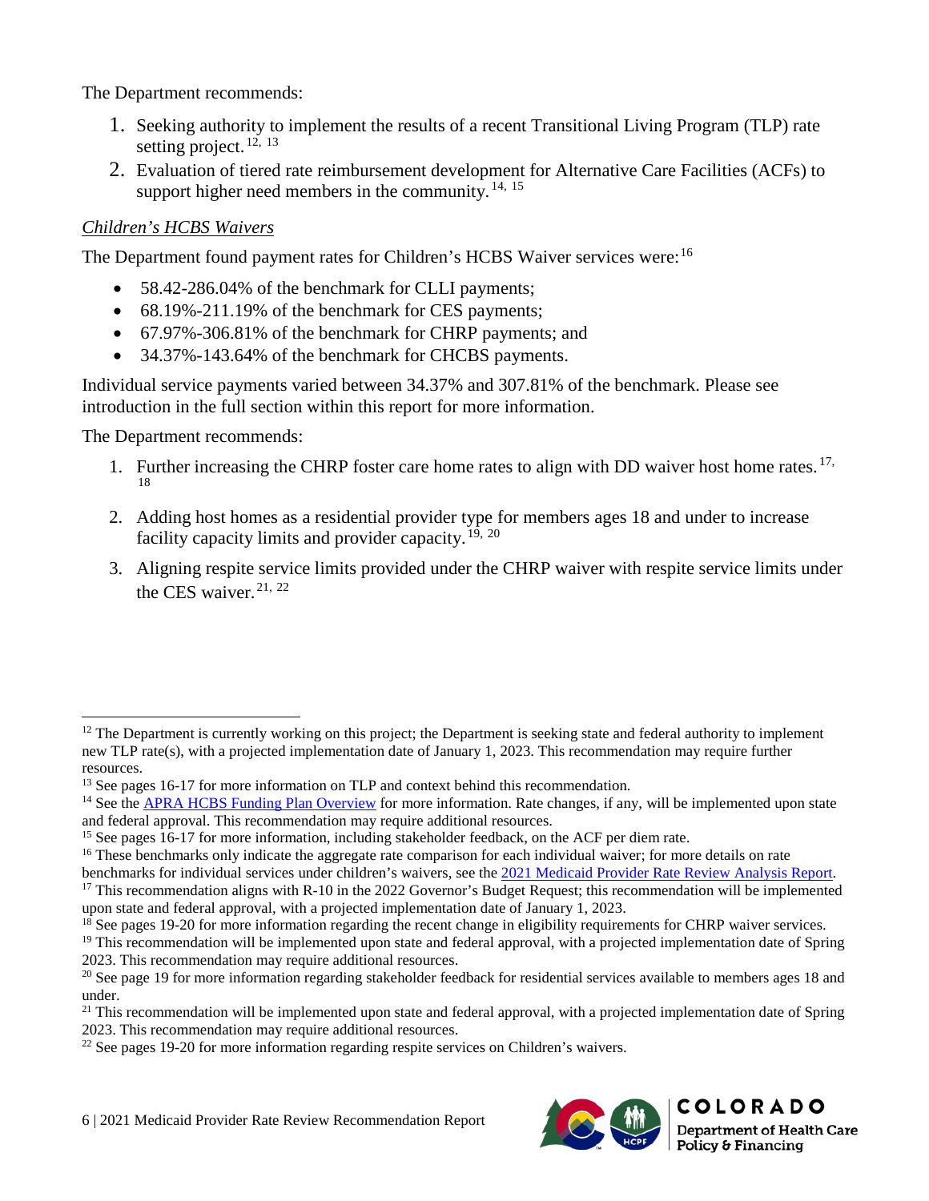The Department recommends:

1. Seeking authority to implement the results of a recent Transitional Living Program (TLP) rate setting project.[12, 13]
2. Evaluation of tiered rate reimbursement development for Alternative Care Facilities (ACFs) to support higher need members in the community.[14, 15]

*Children's HCBS Waivers*

The Department found payment rates for Children's HCBS Waiver services were:[16]

- 58.42-286.04% of the benchmark for CLLI payments;
- 68.19%-211.19% of the benchmark for CES payments;
- 67.97%-306.81% of the benchmark for CHRP payments; and
- 34.37%-143.64% of the benchmark for CHCBS payments.

Individual service payments varied between 34.37% and 307.81% of the benchmark. Please see introduction in the full section within this report for more information.

The Department recommends:

1. Further increasing the CHRP foster care home rates to align with DD waiver host home rates.[17, 18]
2. Adding host homes as a residential provider type for members ages 18 and under to increase facility capacity limits and provider capacity.[19, 20]
3. Aligning respite service limits provided under the CHRP waiver with respite service limits under the CES waiver.[21, 22]

---

[12] The Department is currently working on this project; the Department is seeking state and federal authority to implement new TLP rate(s), with a projected implementation date of January 1, 2023. This recommendation may require further resources.

[13] See pages 16-17 for more information on TLP and context behind this recommendation.

[14] See the APRA HCBS Funding Plan Overview for more information. Rate changes, if any, will be implemented upon state and federal approval. This recommendation may require additional resources.

[15] See pages 16-17 for more information, including stakeholder feedback, on the ACF per diem rate.

[16] These benchmarks only indicate the aggregate rate comparison for each individual waiver; for more details on rate benchmarks for individual services under children's waivers, see the 2021 Medicaid Provider Rate Review Analysis Report.

[17] This recommendation aligns with R-10 in the 2022 Governor's Budget Request; this recommendation will be implemented upon state and federal approval, with a projected implementation date of January 1, 2023.

[18] See pages 19-20 for more information regarding the recent change in eligibility requirements for CHRP waiver services.

[19] This recommendation will be implemented upon state and federal approval, with a projected implementation date of Spring 2023. This recommendation may require additional resources.

[20] See page 19 for more information regarding stakeholder feedback for residential services available to members ages 18 and under.

[21] This recommendation will be implemented upon state and federal approval, with a projected implementation date of Spring 2023. This recommendation may require additional resources.

[22] See pages 19-20 for more information regarding respite services on Children's waivers.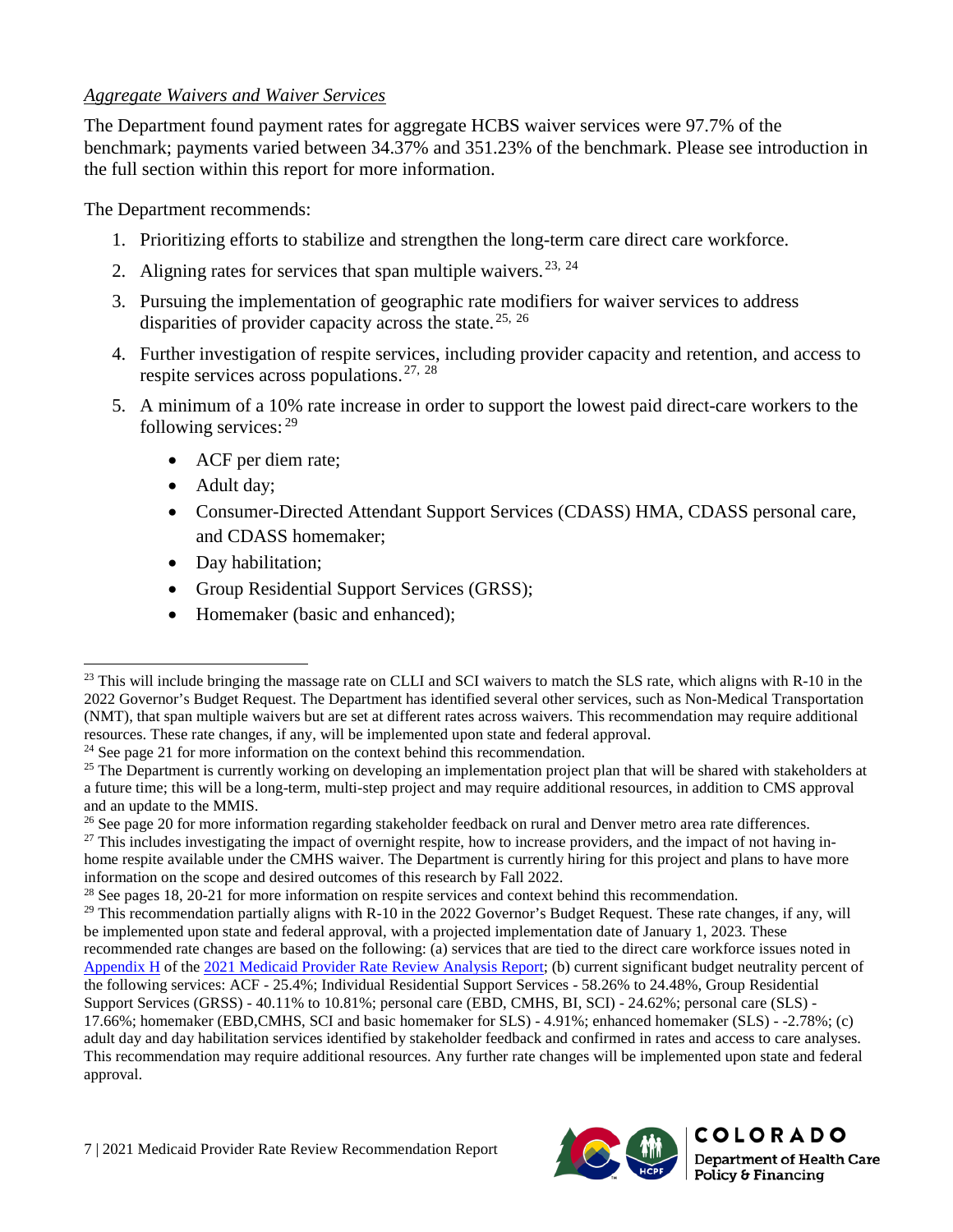*Aggregate Waivers and Waiver Services*

The Department found payment rates for aggregate HCBS waiver services were 97.7% of the benchmark; payments varied between 34.37% and 351.23% of the benchmark. Please see introduction in the full section within this report for more information.

The Department recommends:

1. Prioritizing efforts to stabilize and strengthen the long-term care direct care workforce.
2. Aligning rates for services that span multiple waivers.[23, 24]
3. Pursuing the implementation of geographic rate modifiers for waiver services to address disparities of provider capacity across the state.[25, 26]
4. Further investigation of respite services, including provider capacity and retention, and access to respite services across populations.[27, 28]
5. A minimum of a 10% rate increase in order to support the lowest paid direct-care workers to the following services:[29]
   - ACF per diem rate;
   - Adult day;
   - Consumer-Directed Attendant Support Services (CDASS) HMA, CDASS personal care, and CDASS homemaker;
   - Day habilitation;
   - Group Residential Support Services (GRSS);
   - Homemaker (basic and enhanced);

---

[23] This will include bringing the massage rate on CLLI and SCI waivers to match the SLS rate, which aligns with R-10 in the 2022 Governor's Budget Request. The Department has identified several other services, such as Non-Medical Transportation (NMT), that span multiple waivers but are set at different rates across waivers. This recommendation may require additional resources. These rate changes, if any, will be implemented upon state and federal approval.

[24] See page 21 for more information on the context behind this recommendation.

[25] The Department is currently working on developing an implementation project plan that will be shared with stakeholders at a future time; this will be a long-term, multi-step project and may require additional resources, in addition to CMS approval and an update to the MMIS.

[26] See page 20 for more information regarding stakeholder feedback on rural and Denver metro area rate differences.

[27] This includes investigating the impact of overnight respite, how to increase providers, and the impact of not having in-home respite available under the CMHS waiver. The Department is currently hiring for this project and plans to have more information on the scope and desired outcomes of this research by Fall 2022.

[28] See pages 18, 20-21 for more information on respite services and context behind this recommendation.

[29] This recommendation partially aligns with R-10 in the 2022 Governor's Budget Request. These rate changes, if any, will be implemented upon state and federal approval, with a projected implementation date of January 1, 2023. These recommended rate changes are based on the following: (a) services that are tied to the direct care workforce issues noted in Appendix H of the 2021 Medicaid Provider Rate Review Analysis Report; (b) current significant budget neutrality percent of the following services: ACF - 25.4%; Individual Residential Support Services - 58.26% to 24.48%, Group Residential Support Services (GRSS) - 40.11% to 10.81%; personal care (EBD, CMHS, BI, SCI) - 24.62%; personal care (SLS) - 17.66%; homemaker (EBD,CMHS, SCI and basic homemaker for SLS) - 4.91%; enhanced homemaker (SLS) - -2.78%; (c) adult day and day habilitation services identified by stakeholder feedback and confirmed in rates and access to care analyses. This recommendation may require additional resources. Any further rate changes will be implemented upon state and federal approval.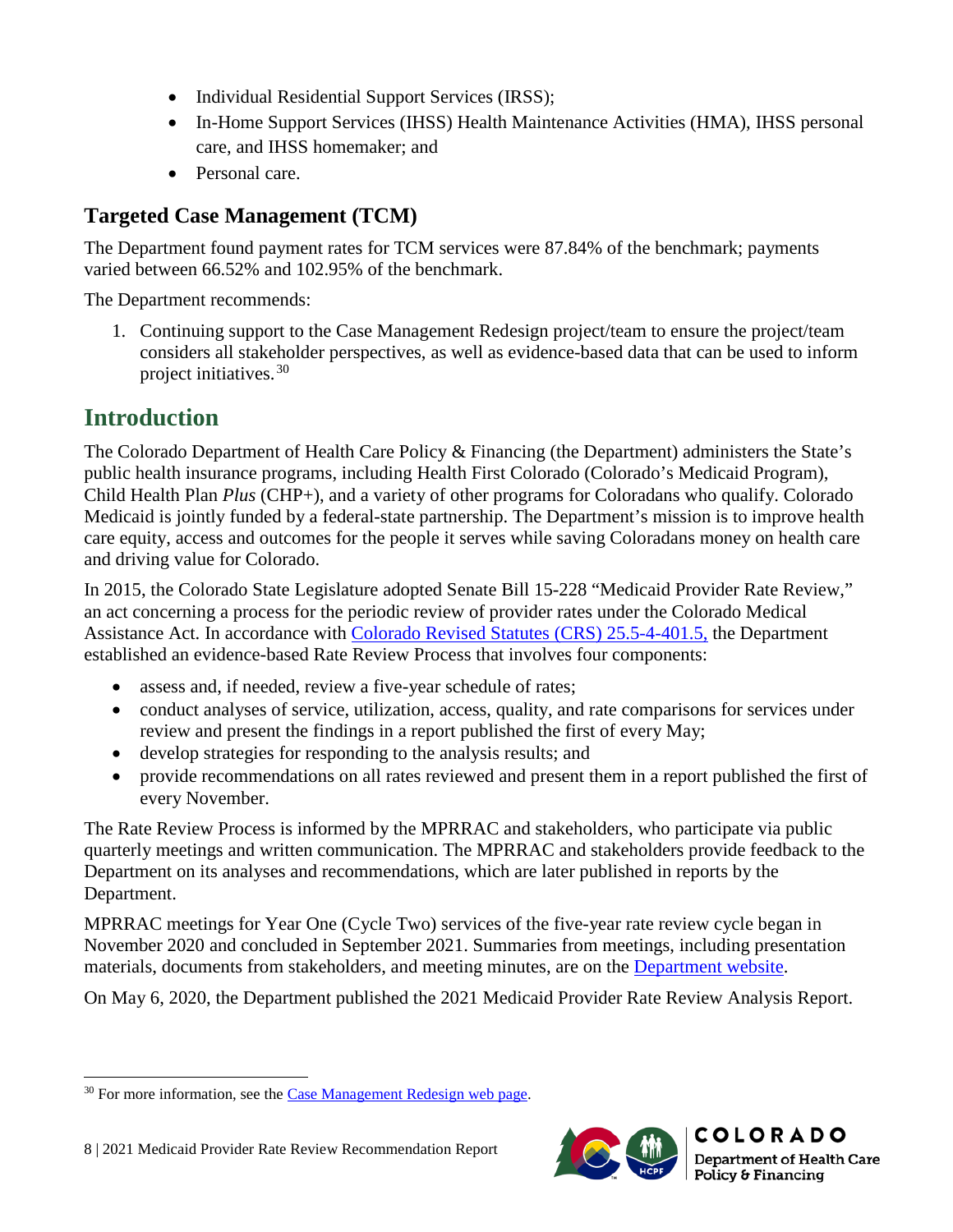- Individual Residential Support Services (IRSS);
- In-Home Support Services (IHSS) Health Maintenance Activities (HMA), IHSS personal care, and IHSS homemaker; and
- Personal care.

### Targeted Case Management (TCM)

The Department found payment rates for TCM services were 87.84% of the benchmark; payments varied between 66.52% and 102.95% of the benchmark.

The Department recommends:

1. Continuing support to the Case Management Redesign project/team to ensure the project/team considers all stakeholder perspectives, as well as evidence-based data that can be used to inform project initiatives.[30]

## Introduction

The Colorado Department of Health Care Policy & Financing (the Department) administers the State's public health insurance programs, including Health First Colorado (Colorado's Medicaid Program), Child Health Plan *Plus* (CHP+), and a variety of other programs for Coloradans who qualify. Colorado Medicaid is jointly funded by a federal-state partnership. The Department's mission is to improve health care equity, access and outcomes for the people it serves while saving Coloradans money on health care and driving value for Colorado.

In 2015, the Colorado State Legislature adopted Senate Bill 15-228 "Medicaid Provider Rate Review," an act concerning a process for the periodic review of provider rates under the Colorado Medical Assistance Act. In accordance with Colorado Revised Statutes (CRS) 25.5-4-401.5, the Department established an evidence-based Rate Review Process that involves four components:

- assess and, if needed, review a five-year schedule of rates;
- conduct analyses of service, utilization, access, quality, and rate comparisons for services under review and present the findings in a report published the first of every May;
- develop strategies for responding to the analysis results; and
- provide recommendations on all rates reviewed and present them in a report published the first of every November.

The Rate Review Process is informed by the MPRRAC and stakeholders, who participate via public quarterly meetings and written communication. The MPRRAC and stakeholders provide feedback to the Department on its analyses and recommendations, which are later published in reports by the Department.

MPRRAC meetings for Year One (Cycle Two) services of the five-year rate review cycle began in November 2020 and concluded in September 2021. Summaries from meetings, including presentation materials, documents from stakeholders, and meeting minutes, are on the Department website.

On May 6, 2020, the Department published the 2021 Medicaid Provider Rate Review Analysis Report.

[30] For more information, see the Case Management Redesign web page.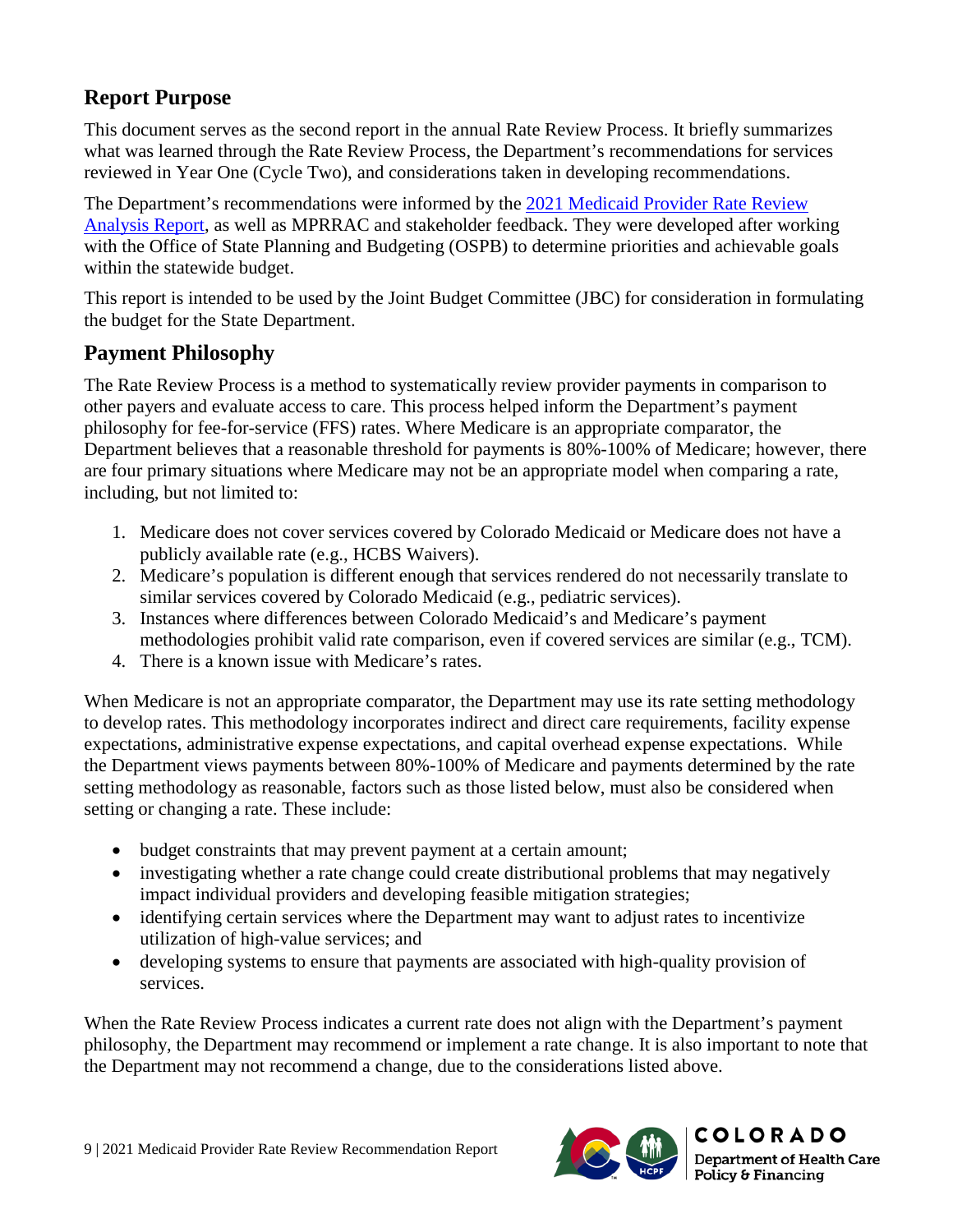## Report Purpose

This document serves as the second report in the annual Rate Review Process. It briefly summarizes what was learned through the Rate Review Process, the Department's recommendations for services reviewed in Year One (Cycle Two), and considerations taken in developing recommendations.

The Department's recommendations were informed by the [2021 Medicaid Provider Rate Review Analysis Report](), as well as MPRRAC and stakeholder feedback. They were developed after working with the Office of State Planning and Budgeting (OSPB) to determine priorities and achievable goals within the statewide budget.

This report is intended to be used by the Joint Budget Committee (JBC) for consideration in formulating the budget for the State Department.

## Payment Philosophy

The Rate Review Process is a method to systematically review provider payments in comparison to other payers and evaluate access to care. This process helped inform the Department's payment philosophy for fee-for-service (FFS) rates. Where Medicare is an appropriate comparator, the Department believes that a reasonable threshold for payments is 80%-100% of Medicare; however, there are four primary situations where Medicare may not be an appropriate model when comparing a rate, including, but not limited to:

1. Medicare does not cover services covered by Colorado Medicaid or Medicare does not have a publicly available rate (e.g., HCBS Waivers).
2. Medicare's population is different enough that services rendered do not necessarily translate to similar services covered by Colorado Medicaid (e.g., pediatric services).
3. Instances where differences between Colorado Medicaid's and Medicare's payment methodologies prohibit valid rate comparison, even if covered services are similar (e.g., TCM).
4. There is a known issue with Medicare's rates.

When Medicare is not an appropriate comparator, the Department may use its rate setting methodology to develop rates. This methodology incorporates indirect and direct care requirements, facility expense expectations, administrative expense expectations, and capital overhead expense expectations. While the Department views payments between 80%-100% of Medicare and payments determined by the rate setting methodology as reasonable, factors such as those listed below, must also be considered when setting or changing a rate. These include:

- budget constraints that may prevent payment at a certain amount;
- investigating whether a rate change could create distributional problems that may negatively impact individual providers and developing feasible mitigation strategies;
- identifying certain services where the Department may want to adjust rates to incentivize utilization of high-value services; and
- developing systems to ensure that payments are associated with high-quality provision of services.

When the Rate Review Process indicates a current rate does not align with the Department's payment philosophy, the Department may recommend or implement a rate change. It is also important to note that the Department may not recommend a change, due to the considerations listed above.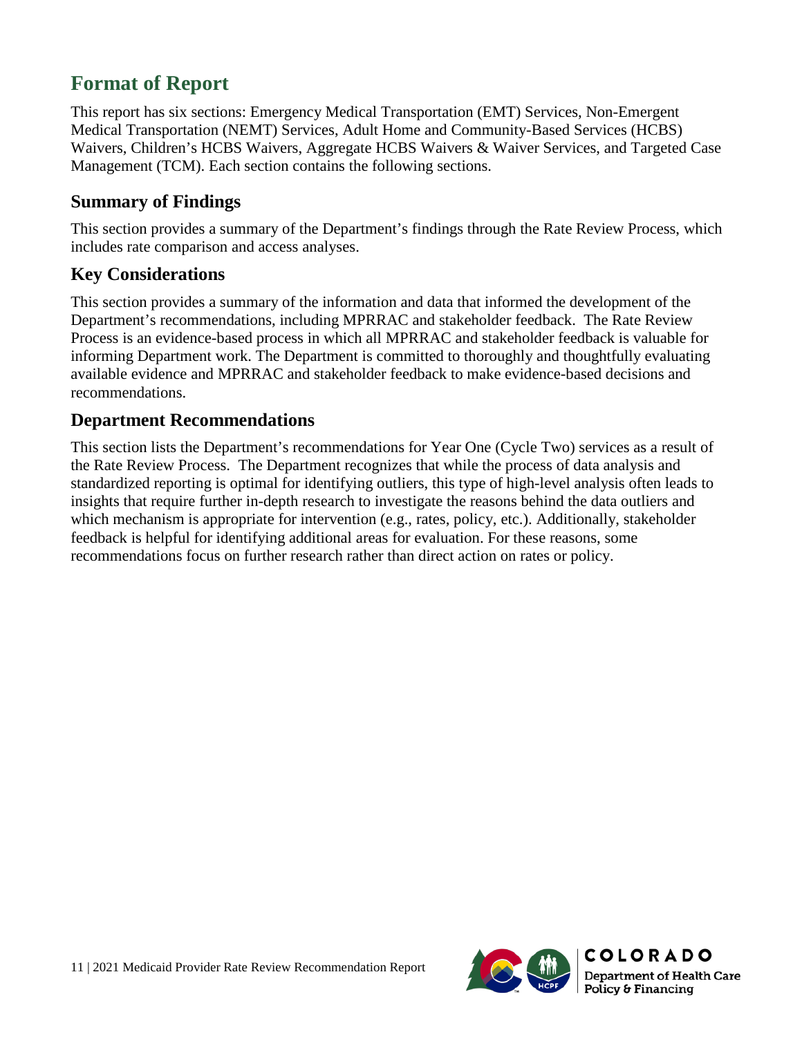## Format of Report

This report has six sections: Emergency Medical Transportation (EMT) Services, Non-Emergent Medical Transportation (NEMT) Services, Adult Home and Community-Based Services (HCBS) Waivers, Children's HCBS Waivers, Aggregate HCBS Waivers & Waiver Services, and Targeted Case Management (TCM). Each section contains the following sections.

### Summary of Findings

This section provides a summary of the Department's findings through the Rate Review Process, which includes rate comparison and access analyses.

### Key Considerations

This section provides a summary of the information and data that informed the development of the Department's recommendations, including MPRRAC and stakeholder feedback. The Rate Review Process is an evidence-based process in which all MPRRAC and stakeholder feedback is valuable for informing Department work. The Department is committed to thoroughly and thoughtfully evaluating available evidence and MPRRAC and stakeholder feedback to make evidence-based decisions and recommendations.

### Department Recommendations

This section lists the Department's recommendations for Year One (Cycle Two) services as a result of the Rate Review Process. The Department recognizes that while the process of data analysis and standardized reporting is optimal for identifying outliers, this type of high-level analysis often leads to insights that require further in-depth research to investigate the reasons behind the data outliers and which mechanism is appropriate for intervention (e.g., rates, policy, etc.). Additionally, stakeholder feedback is helpful for identifying additional areas for evaluation. For these reasons, some recommendations focus on further research rather than direct action on rates or policy.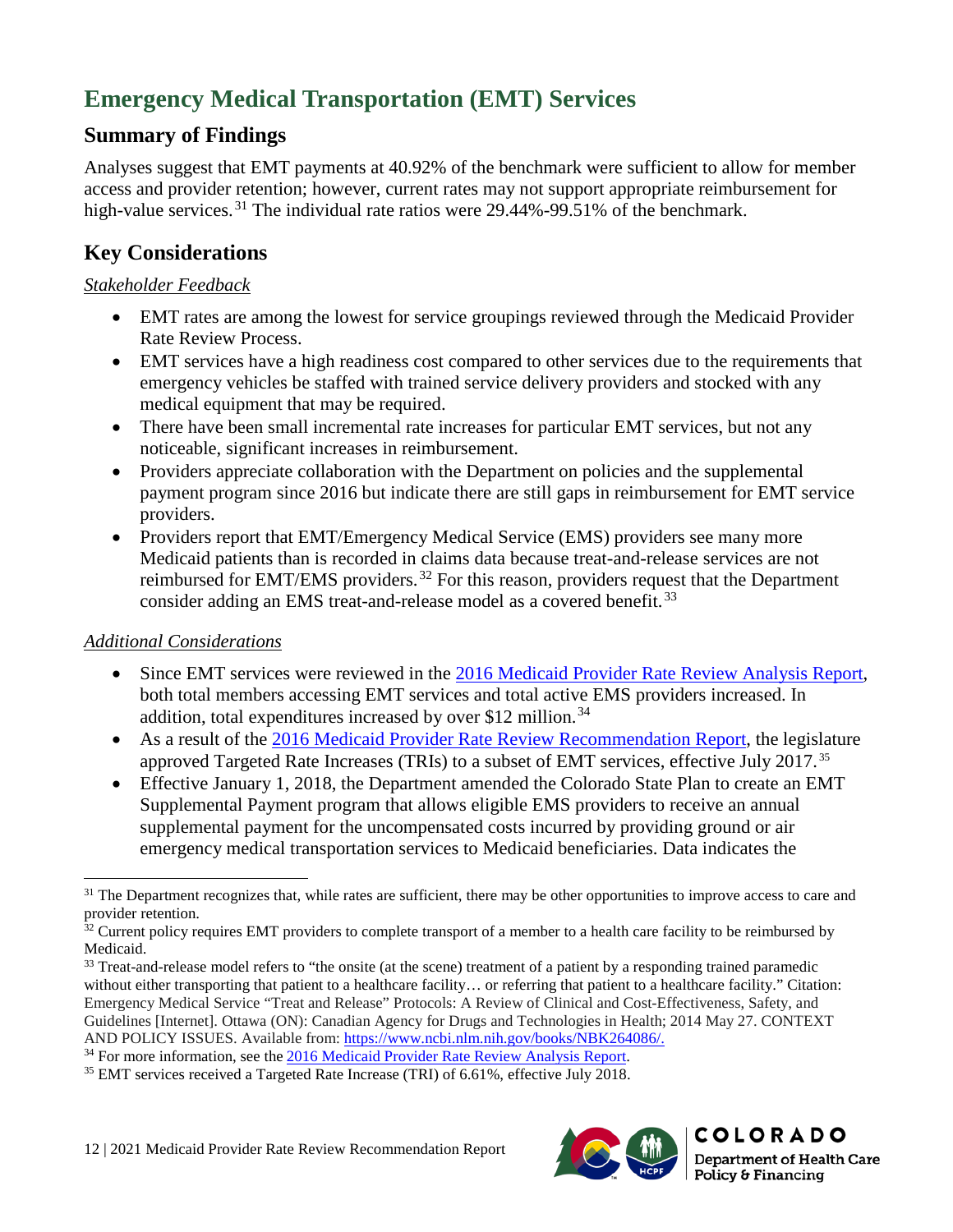## Emergency Medical Transportation (EMT) Services

### Summary of Findings

Analyses suggest that EMT payments at 40.92% of the benchmark were sufficient to allow for member access and provider retention; however, current rates may not support appropriate reimbursement for high-value services.[31] The individual rate ratios were 29.44%-99.51% of the benchmark.

### Key Considerations

*Stakeholder Feedback*

- EMT rates are among the lowest for service groupings reviewed through the Medicaid Provider Rate Review Process.
- EMT services have a high readiness cost compared to other services due to the requirements that emergency vehicles be staffed with trained service delivery providers and stocked with any medical equipment that may be required.
- There have been small incremental rate increases for particular EMT services, but not any noticeable, significant increases in reimbursement.
- Providers appreciate collaboration with the Department on policies and the supplemental payment program since 2016 but indicate there are still gaps in reimbursement for EMT service providers.
- Providers report that EMT/Emergency Medical Service (EMS) providers see many more Medicaid patients than is recorded in claims data because treat-and-release services are not reimbursed for EMT/EMS providers.[32] For this reason, providers request that the Department consider adding an EMS treat-and-release model as a covered benefit.[33]

*Additional Considerations*

- Since EMT services were reviewed in the 2016 Medicaid Provider Rate Review Analysis Report, both total members accessing EMT services and total active EMS providers increased. In addition, total expenditures increased by over $12 million.[34]
- As a result of the 2016 Medicaid Provider Rate Review Recommendation Report, the legislature approved Targeted Rate Increases (TRIs) to a subset of EMT services, effective July 2017.[35]
- Effective January 1, 2018, the Department amended the Colorado State Plan to create an EMT Supplemental Payment program that allows eligible EMS providers to receive an annual supplemental payment for the uncompensated costs incurred by providing ground or air emergency medical transportation services to Medicaid beneficiaries. Data indicates the

---

[31] The Department recognizes that, while rates are sufficient, there may be other opportunities to improve access to care and provider retention.

[32] Current policy requires EMT providers to complete transport of a member to a health care facility to be reimbursed by Medicaid.

[33] Treat-and-release model refers to "the onsite (at the scene) treatment of a patient by a responding trained paramedic without either transporting that patient to a healthcare facility… or referring that patient to a healthcare facility." Citation: Emergency Medical Service "Treat and Release" Protocols: A Review of Clinical and Cost-Effectiveness, Safety, and Guidelines [Internet]. Ottawa (ON): Canadian Agency for Drugs and Technologies in Health; 2014 May 27. CONTEXT AND POLICY ISSUES. Available from: https://www.ncbi.nlm.nih.gov/books/NBK264086/.

[34] For more information, see the 2016 Medicaid Provider Rate Review Analysis Report.

[35] EMT services received a Targeted Rate Increase (TRI) of 6.61%, effective July 2018.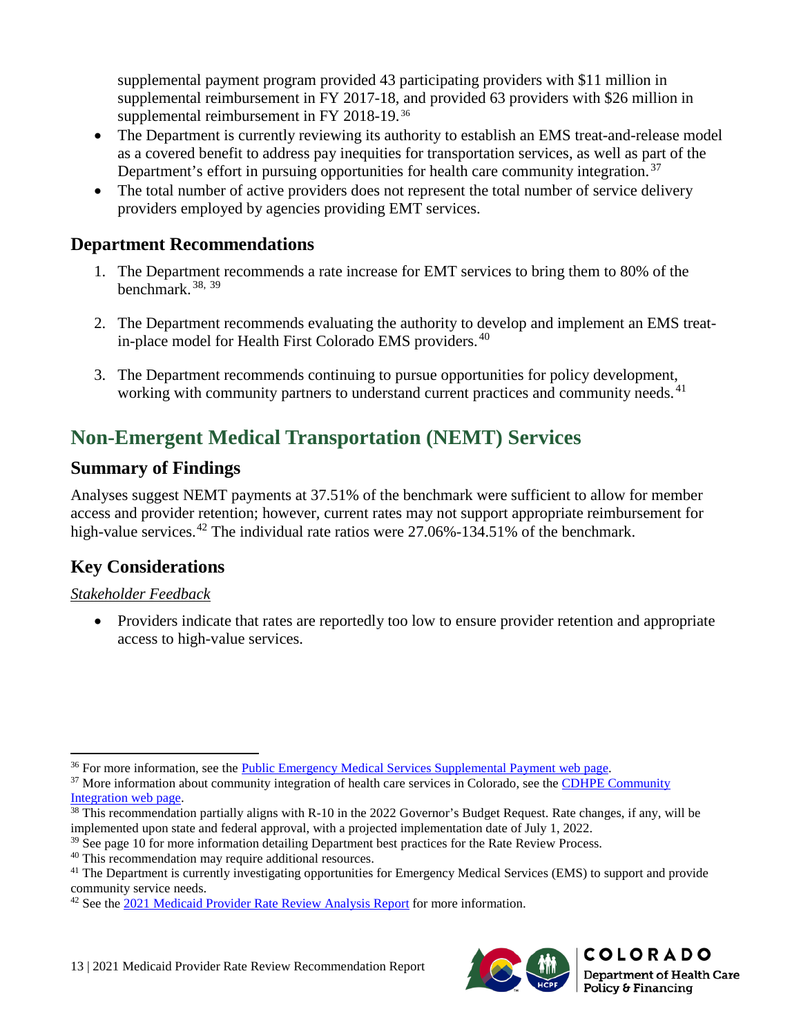supplemental payment program provided 43 participating providers with $11 million in supplemental reimbursement in FY 2017-18, and provided 63 providers with $26 million in supplemental reimbursement in FY 2018-19.[36]

- The Department is currently reviewing its authority to establish an EMS treat-and-release model as a covered benefit to address pay inequities for transportation services, as well as part of the Department's effort in pursuing opportunities for health care community integration.[37]
- The total number of active providers does not represent the total number of service delivery providers employed by agencies providing EMT services.

### Department Recommendations

1. The Department recommends a rate increase for EMT services to bring them to 80% of the benchmark.[38, 39]

2. The Department recommends evaluating the authority to develop and implement an EMS treat-in-place model for Health First Colorado EMS providers.[40]

3. The Department recommends continuing to pursue opportunities for policy development, working with community partners to understand current practices and community needs.[41]

## Non-Emergent Medical Transportation (NEMT) Services

### Summary of Findings

Analyses suggest NEMT payments at 37.51% of the benchmark were sufficient to allow for member access and provider retention; however, current rates may not support appropriate reimbursement for high-value services.[42] The individual rate ratios were 27.06%-134.51% of the benchmark.

### Key Considerations

*Stakeholder Feedback*

- Providers indicate that rates are reportedly too low to ensure provider retention and appropriate access to high-value services.

---

[36] For more information, see the Public Emergency Medical Services Supplemental Payment web page.

[37] More information about community integration of health care services in Colorado, see the CDHPE Community Integration web page.

[38] This recommendation partially aligns with R-10 in the 2022 Governor's Budget Request. Rate changes, if any, will be implemented upon state and federal approval, with a projected implementation date of July 1, 2022.

[39] See page 10 for more information detailing Department best practices for the Rate Review Process.

[40] This recommendation may require additional resources.

[41] The Department is currently investigating opportunities for Emergency Medical Services (EMS) to support and provide community service needs.

[42] See the 2021 Medicaid Provider Rate Review Analysis Report for more information.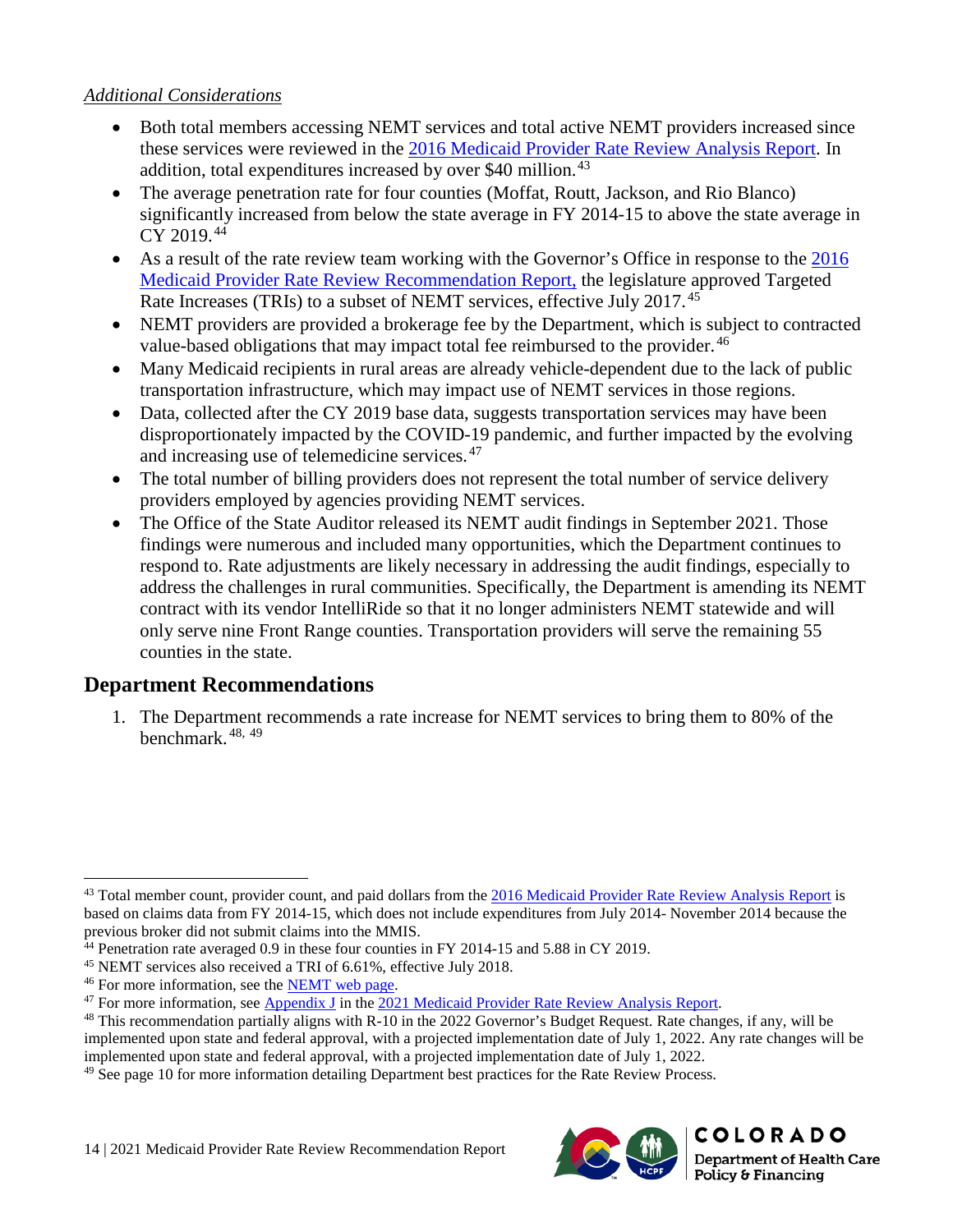*Additional Considerations*

- Both total members accessing NEMT services and total active NEMT providers increased since these services were reviewed in the 2016 Medicaid Provider Rate Review Analysis Report. In addition, total expenditures increased by over $40 million.[43]
- The average penetration rate for four counties (Moffat, Routt, Jackson, and Rio Blanco) significantly increased from below the state average in FY 2014-15 to above the state average in CY 2019.[44]
- As a result of the rate review team working with the Governor's Office in response to the 2016 Medicaid Provider Rate Review Recommendation Report, the legislature approved Targeted Rate Increases (TRIs) to a subset of NEMT services, effective July 2017.[45]
- NEMT providers are provided a brokerage fee by the Department, which is subject to contracted value-based obligations that may impact total fee reimbursed to the provider.[46]
- Many Medicaid recipients in rural areas are already vehicle-dependent due to the lack of public transportation infrastructure, which may impact use of NEMT services in those regions.
- Data, collected after the CY 2019 base data, suggests transportation services may have been disproportionately impacted by the COVID-19 pandemic, and further impacted by the evolving and increasing use of telemedicine services.[47]
- The total number of billing providers does not represent the total number of service delivery providers employed by agencies providing NEMT services.
- The Office of the State Auditor released its NEMT audit findings in September 2021. Those findings were numerous and included many opportunities, which the Department continues to respond to. Rate adjustments are likely necessary in addressing the audit findings, especially to address the challenges in rural communities. Specifically, the Department is amending its NEMT contract with its vendor IntelliRide so that it no longer administers NEMT statewide and will only serve nine Front Range counties. Transportation providers will serve the remaining 55 counties in the state.

## Department Recommendations

1. The Department recommends a rate increase for NEMT services to bring them to 80% of the benchmark.[48, 49]

---

[43] Total member count, provider count, and paid dollars from the 2016 Medicaid Provider Rate Review Analysis Report is based on claims data from FY 2014-15, which does not include expenditures from July 2014- November 2014 because the previous broker did not submit claims into the MMIS.

[44] Penetration rate averaged 0.9 in these four counties in FY 2014-15 and 5.88 in CY 2019.

[45] NEMT services also received a TRI of 6.61%, effective July 2018.

[46] For more information, see the NEMT web page.

[47] For more information, see Appendix J in the 2021 Medicaid Provider Rate Review Analysis Report.

[48] This recommendation partially aligns with R-10 in the 2022 Governor's Budget Request. Rate changes, if any, will be implemented upon state and federal approval, with a projected implementation date of July 1, 2022. Any rate changes will be implemented upon state and federal approval, with a projected implementation date of July 1, 2022.

[49] See page 10 for more information detailing Department best practices for the Rate Review Process.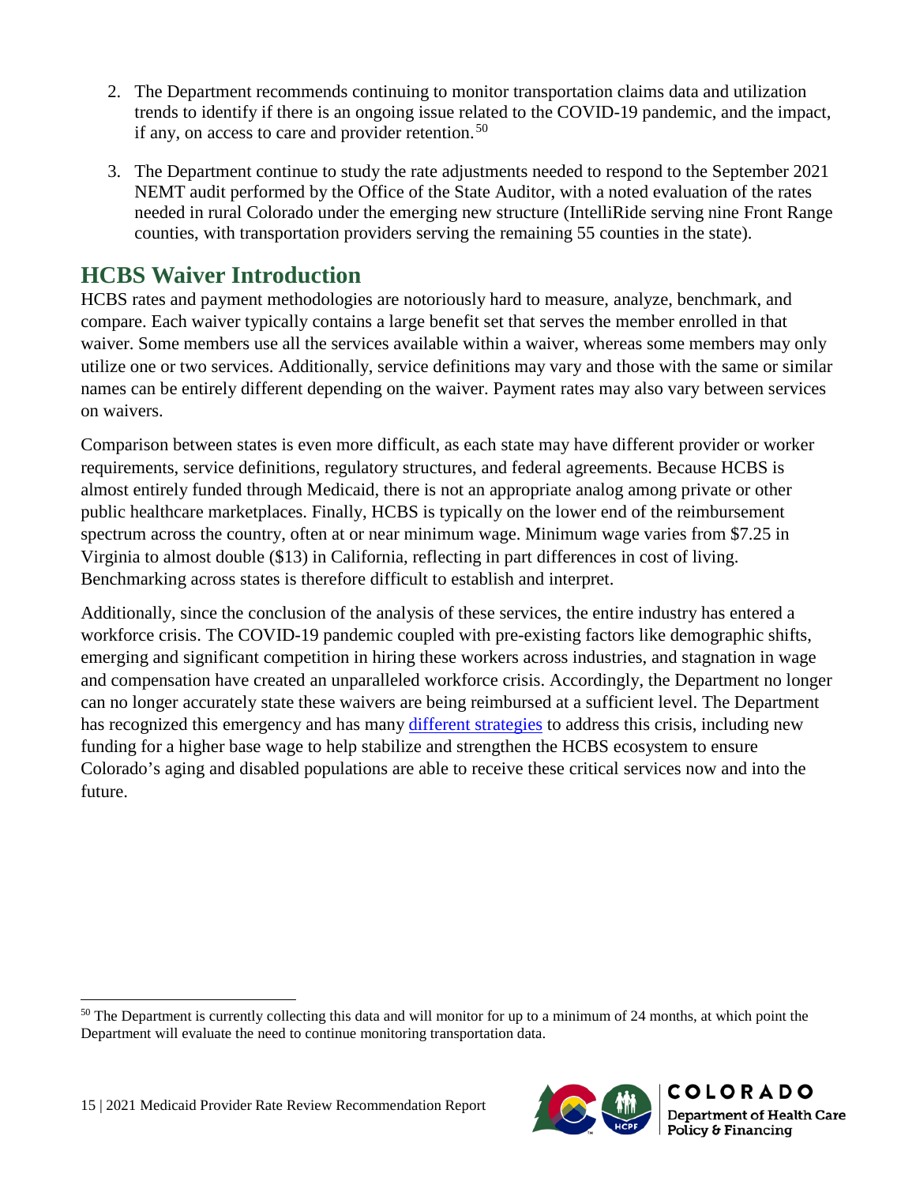2. The Department recommends continuing to monitor transportation claims data and utilization trends to identify if there is an ongoing issue related to the COVID-19 pandemic, and the impact, if any, on access to care and provider retention.[50]

3. The Department continue to study the rate adjustments needed to respond to the September 2021 NEMT audit performed by the Office of the State Auditor, with a noted evaluation of the rates needed in rural Colorado under the emerging new structure (IntelliRide serving nine Front Range counties, with transportation providers serving the remaining 55 counties in the state).

## HCBS Waiver Introduction

HCBS rates and payment methodologies are notoriously hard to measure, analyze, benchmark, and compare. Each waiver typically contains a large benefit set that serves the member enrolled in that waiver. Some members use all the services available within a waiver, whereas some members may only utilize one or two services. Additionally, service definitions may vary and those with the same or similar names can be entirely different depending on the waiver. Payment rates may also vary between services on waivers.

Comparison between states is even more difficult, as each state may have different provider or worker requirements, service definitions, regulatory structures, and federal agreements. Because HCBS is almost entirely funded through Medicaid, there is not an appropriate analog among private or other public healthcare marketplaces. Finally, HCBS is typically on the lower end of the reimbursement spectrum across the country, often at or near minimum wage. Minimum wage varies from $7.25 in Virginia to almost double ($13) in California, reflecting in part differences in cost of living. Benchmarking across states is therefore difficult to establish and interpret.

Additionally, since the conclusion of the analysis of these services, the entire industry has entered a workforce crisis. The COVID-19 pandemic coupled with pre-existing factors like demographic shifts, emerging and significant competition in hiring these workers across industries, and stagnation in wage and compensation have created an unparalleled workforce crisis. Accordingly, the Department no longer can no longer accurately state these waivers are being reimbursed at a sufficient level. The Department has recognized this emergency and has many different strategies to address this crisis, including new funding for a higher base wage to help stabilize and strengthen the HCBS ecosystem to ensure Colorado's aging and disabled populations are able to receive these critical services now and into the future.

[50] The Department is currently collecting this data and will monitor for up to a minimum of 24 months, at which point the Department will evaluate the need to continue monitoring transportation data.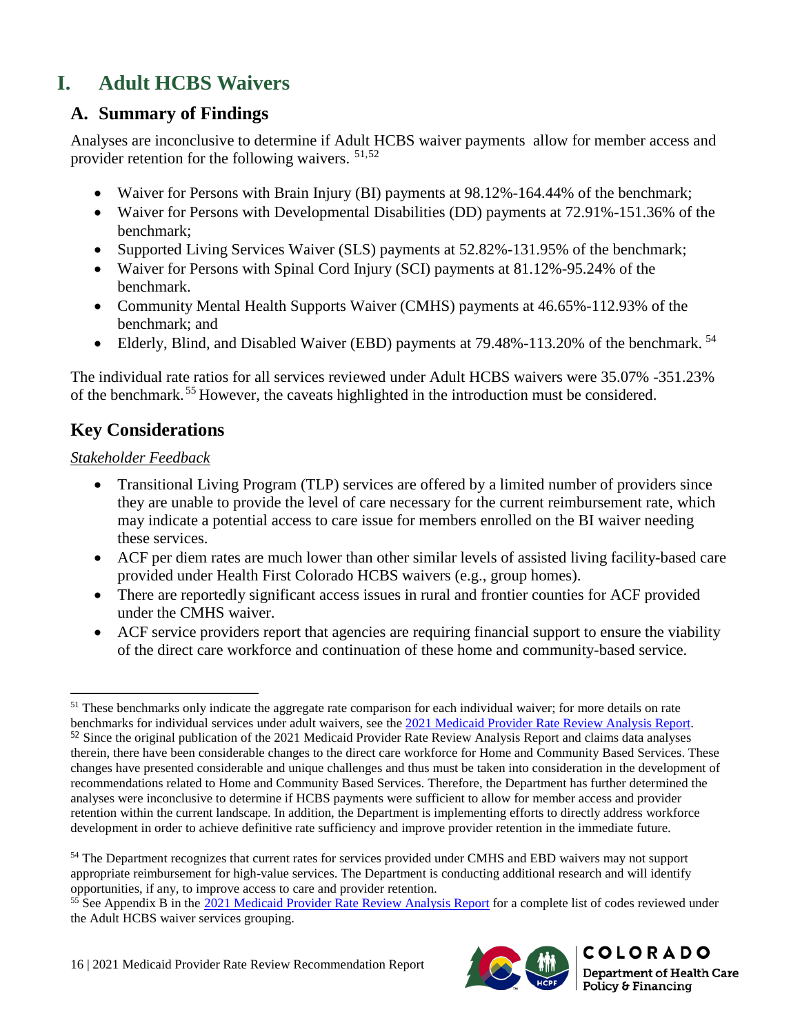# I. Adult HCBS Waivers

## A. Summary of Findings

Analyses are inconclusive to determine if Adult HCBS waiver payments allow for member access and provider retention for the following waivers. [51,52]

- Waiver for Persons with Brain Injury (BI) payments at 98.12%-164.44% of the benchmark;
- Waiver for Persons with Developmental Disabilities (DD) payments at 72.91%-151.36% of the benchmark;
- Supported Living Services Waiver (SLS) payments at 52.82%-131.95% of the benchmark;
- Waiver for Persons with Spinal Cord Injury (SCI) payments at 81.12%-95.24% of the benchmark.
- Community Mental Health Supports Waiver (CMHS) payments at 46.65%-112.93% of the benchmark; and
- Elderly, Blind, and Disabled Waiver (EBD) payments at 79.48%-113.20% of the benchmark. [54]

The individual rate ratios for all services reviewed under Adult HCBS waivers were 35.07% -351.23% of the benchmark. [55] However, the caveats highlighted in the introduction must be considered.

## Key Considerations

*Stakeholder Feedback*

- Transitional Living Program (TLP) services are offered by a limited number of providers since they are unable to provide the level of care necessary for the current reimbursement rate, which may indicate a potential access to care issue for members enrolled on the BI waiver needing these services.
- ACF per diem rates are much lower than other similar levels of assisted living facility-based care provided under Health First Colorado HCBS waivers (e.g., group homes).
- There are reportedly significant access issues in rural and frontier counties for ACF provided under the CMHS waiver.
- ACF service providers report that agencies are requiring financial support to ensure the viability of the direct care workforce and continuation of these home and community-based service.

---

[51] These benchmarks only indicate the aggregate rate comparison for each individual waiver; for more details on rate benchmarks for individual services under adult waivers, see the 2021 Medicaid Provider Rate Review Analysis Report.

[52] Since the original publication of the 2021 Medicaid Provider Rate Review Analysis Report and claims data analyses therein, there have been considerable changes to the direct care workforce for Home and Community Based Services. These changes have presented considerable and unique challenges and thus must be taken into consideration in the development of recommendations related to Home and Community Based Services. Therefore, the Department has further determined the analyses were inconclusive to determine if HCBS payments were sufficient to allow for member access and provider retention within the current landscape. In addition, the Department is implementing efforts to directly address workforce development in order to achieve definitive rate sufficiency and improve provider retention in the immediate future.

[54] The Department recognizes that current rates for services provided under CMHS and EBD waivers may not support appropriate reimbursement for high-value services. The Department is conducting additional research and will identify opportunities, if any, to improve access to care and provider retention.

[55] See Appendix B in the 2021 Medicaid Provider Rate Review Analysis Report for a complete list of codes reviewed under the Adult HCBS waiver services grouping.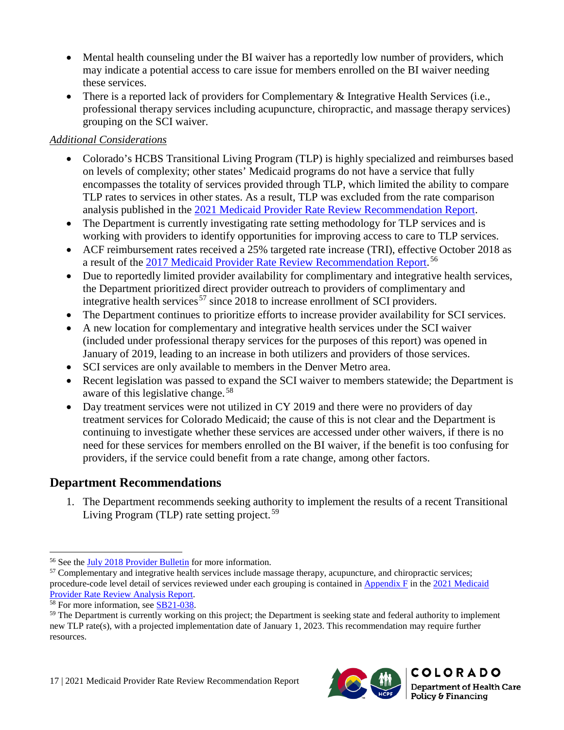- Mental health counseling under the BI waiver has a reportedly low number of providers, which may indicate a potential access to care issue for members enrolled on the BI waiver needing these services.
- There is a reported lack of providers for Complementary & Integrative Health Services (i.e., professional therapy services including acupuncture, chiropractic, and massage therapy services) grouping on the SCI waiver.

*Additional Considerations*

- Colorado's HCBS Transitional Living Program (TLP) is highly specialized and reimburses based on levels of complexity; other states' Medicaid programs do not have a service that fully encompasses the totality of services provided through TLP, which limited the ability to compare TLP rates to services in other states. As a result, TLP was excluded from the rate comparison analysis published in the 2021 Medicaid Provider Rate Review Recommendation Report.
- The Department is currently investigating rate setting methodology for TLP services and is working with providers to identify opportunities for improving access to care to TLP services.
- ACF reimbursement rates received a 25% targeted rate increase (TRI), effective October 2018 as a result of the 2017 Medicaid Provider Rate Review Recommendation Report.[56]
- Due to reportedly limited provider availability for complimentary and integrative health services, the Department prioritized direct provider outreach to providers of complimentary and integrative health services[57] since 2018 to increase enrollment of SCI providers.
- The Department continues to prioritize efforts to increase provider availability for SCI services.
- A new location for complementary and integrative health services under the SCI waiver (included under professional therapy services for the purposes of this report) was opened in January of 2019, leading to an increase in both utilizers and providers of those services.
- SCI services are only available to members in the Denver Metro area.
- Recent legislation was passed to expand the SCI waiver to members statewide; the Department is aware of this legislative change.[58]
- Day treatment services were not utilized in CY 2019 and there were no providers of day treatment services for Colorado Medicaid; the cause of this is not clear and the Department is continuing to investigate whether these services are accessed under other waivers, if there is no need for these services for members enrolled on the BI waiver, if the benefit is too confusing for providers, if the service could benefit from a rate change, among other factors.

## Department Recommendations

1. The Department recommends seeking authority to implement the results of a recent Transitional Living Program (TLP) rate setting project.[59]

---

[56] See the July 2018 Provider Bulletin for more information.

[57] Complementary and integrative health services include massage therapy, acupuncture, and chiropractic services; procedure-code level detail of services reviewed under each grouping is contained in Appendix F in the 2021 Medicaid Provider Rate Review Analysis Report.

[58] For more information, see SB21-038.

[59] The Department is currently working on this project; the Department is seeking state and federal authority to implement new TLP rate(s), with a projected implementation date of January 1, 2023. This recommendation may require further resources.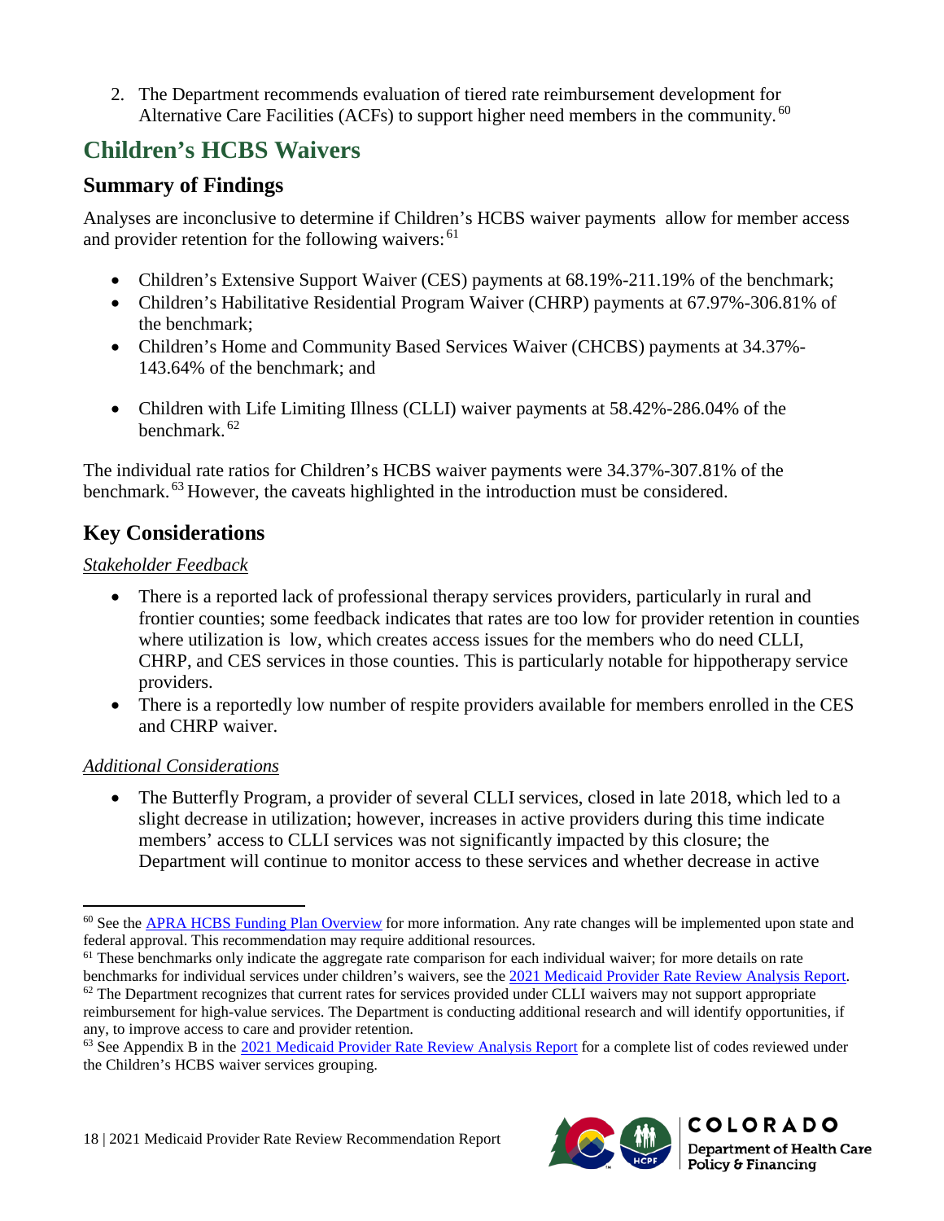2. The Department recommends evaluation of tiered rate reimbursement development for Alternative Care Facilities (ACFs) to support higher need members in the community.[60]

## Children's HCBS Waivers

### Summary of Findings

Analyses are inconclusive to determine if Children's HCBS waiver payments allow for member access and provider retention for the following waivers:[61]

- Children's Extensive Support Waiver (CES) payments at 68.19%-211.19% of the benchmark;
- Children's Habilitative Residential Program Waiver (CHRP) payments at 67.97%-306.81% of the benchmark;
- Children's Home and Community Based Services Waiver (CHCBS) payments at 34.37%-143.64% of the benchmark; and
- Children with Life Limiting Illness (CLLI) waiver payments at 58.42%-286.04% of the benchmark.[62]

The individual rate ratios for Children's HCBS waiver payments were 34.37%-307.81% of the benchmark.[63] However, the caveats highlighted in the introduction must be considered.

### Key Considerations

*Stakeholder Feedback*

- There is a reported lack of professional therapy services providers, particularly in rural and frontier counties; some feedback indicates that rates are too low for provider retention in counties where utilization is low, which creates access issues for the members who do need CLLI, CHRP, and CES services in those counties. This is particularly notable for hippotherapy service providers.
- There is a reportedly low number of respite providers available for members enrolled in the CES and CHRP waiver.

*Additional Considerations*

- The Butterfly Program, a provider of several CLLI services, closed in late 2018, which led to a slight decrease in utilization; however, increases in active providers during this time indicate members' access to CLLI services was not significantly impacted by this closure; the Department will continue to monitor access to these services and whether decrease in active

---

[60] See the APRA HCBS Funding Plan Overview for more information. Any rate changes will be implemented upon state and federal approval. This recommendation may require additional resources.

[61] These benchmarks only indicate the aggregate rate comparison for each individual waiver; for more details on rate benchmarks for individual services under children's waivers, see the 2021 Medicaid Provider Rate Review Analysis Report.

[62] The Department recognizes that current rates for services provided under CLLI waivers may not support appropriate reimbursement for high-value services. The Department is conducting additional research and will identify opportunities, if any, to improve access to care and provider retention.

[63] See Appendix B in the 2021 Medicaid Provider Rate Review Analysis Report for a complete list of codes reviewed under the Children's HCBS waiver services grouping.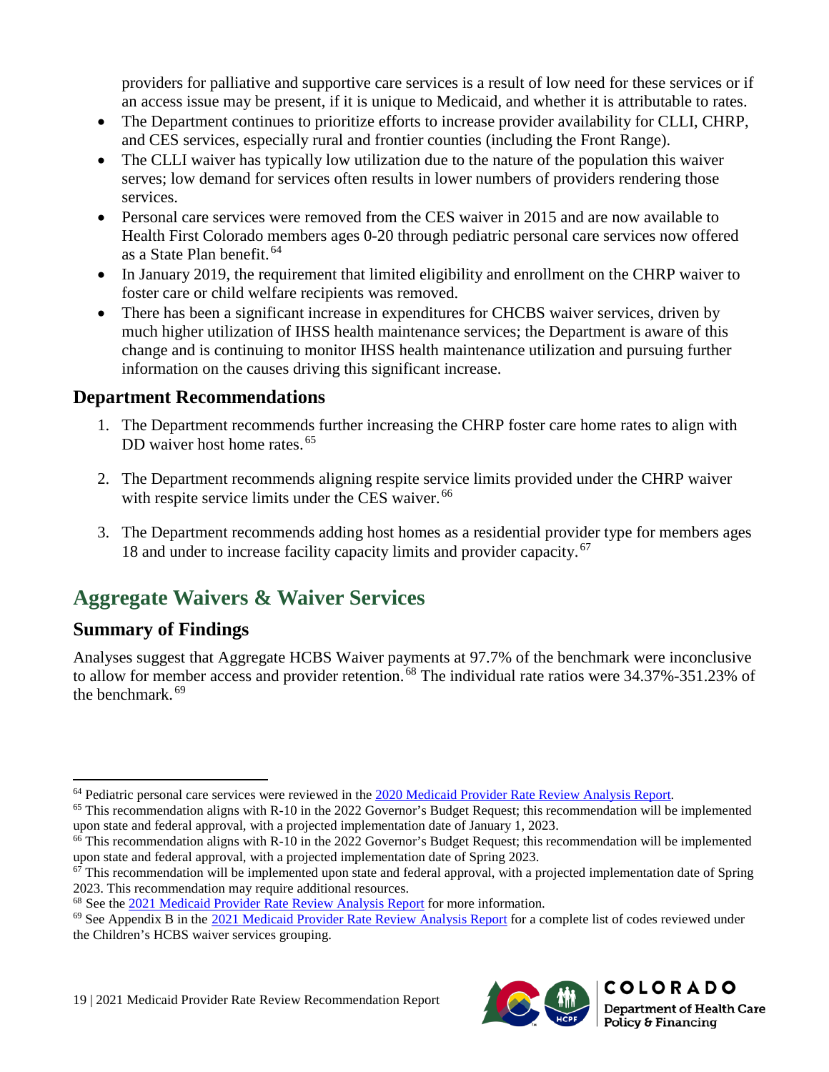providers for palliative and supportive care services is a result of low need for these services or if an access issue may be present, if it is unique to Medicaid, and whether it is attributable to rates.

- The Department continues to prioritize efforts to increase provider availability for CLLI, CHRP, and CES services, especially rural and frontier counties (including the Front Range).
- The CLLI waiver has typically low utilization due to the nature of the population this waiver serves; low demand for services often results in lower numbers of providers rendering those services.
- Personal care services were removed from the CES waiver in 2015 and are now available to Health First Colorado members ages 0-20 through pediatric personal care services now offered as a State Plan benefit.[64]
- In January 2019, the requirement that limited eligibility and enrollment on the CHRP waiver to foster care or child welfare recipients was removed.
- There has been a significant increase in expenditures for CHCBS waiver services, driven by much higher utilization of IHSS health maintenance services; the Department is aware of this change and is continuing to monitor IHSS health maintenance utilization and pursuing further information on the causes driving this significant increase.

### Department Recommendations

1. The Department recommends further increasing the CHRP foster care home rates to align with DD waiver host home rates.[65]

2. The Department recommends aligning respite service limits provided under the CHRP waiver with respite service limits under the CES waiver.[66]

3. The Department recommends adding host homes as a residential provider type for members ages 18 and under to increase facility capacity limits and provider capacity.[67]

## Aggregate Waivers & Waiver Services

### Summary of Findings

Analyses suggest that Aggregate HCBS Waiver payments at 97.7% of the benchmark were inconclusive to allow for member access and provider retention.[68] The individual rate ratios were 34.37%-351.23% of the benchmark.[69]

---

[64] Pediatric personal care services were reviewed in the 2020 Medicaid Provider Rate Review Analysis Report.

[65] This recommendation aligns with R-10 in the 2022 Governor's Budget Request; this recommendation will be implemented upon state and federal approval, with a projected implementation date of January 1, 2023.

[66] This recommendation aligns with R-10 in the 2022 Governor's Budget Request; this recommendation will be implemented upon state and federal approval, with a projected implementation date of Spring 2023.

[67] This recommendation will be implemented upon state and federal approval, with a projected implementation date of Spring 2023. This recommendation may require additional resources.

[68] See the 2021 Medicaid Provider Rate Review Analysis Report for more information.

[69] See Appendix B in the 2021 Medicaid Provider Rate Review Analysis Report for a complete list of codes reviewed under the Children's HCBS waiver services grouping.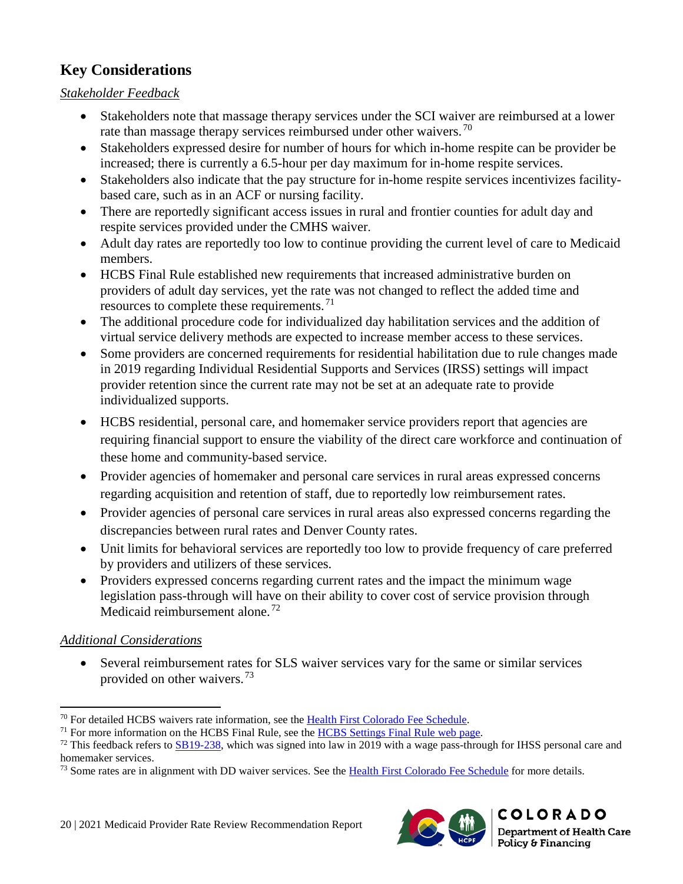## Key Considerations

*Stakeholder Feedback*

- Stakeholders note that massage therapy services under the SCI waiver are reimbursed at a lower rate than massage therapy services reimbursed under other waivers.[70]
- Stakeholders expressed desire for number of hours for which in-home respite can be provider be increased; there is currently a 6.5-hour per day maximum for in-home respite services.
- Stakeholders also indicate that the pay structure for in-home respite services incentivizes facility-based care, such as in an ACF or nursing facility.
- There are reportedly significant access issues in rural and frontier counties for adult day and respite services provided under the CMHS waiver.
- Adult day rates are reportedly too low to continue providing the current level of care to Medicaid members.
- HCBS Final Rule established new requirements that increased administrative burden on providers of adult day services, yet the rate was not changed to reflect the added time and resources to complete these requirements.[71]
- The additional procedure code for individualized day habilitation services and the addition of virtual service delivery methods are expected to increase member access to these services.
- Some providers are concerned requirements for residential habilitation due to rule changes made in 2019 regarding Individual Residential Supports and Services (IRSS) settings will impact provider retention since the current rate may not be set at an adequate rate to provide individualized supports.
- HCBS residential, personal care, and homemaker service providers report that agencies are requiring financial support to ensure the viability of the direct care workforce and continuation of these home and community-based service.
- Provider agencies of homemaker and personal care services in rural areas expressed concerns regarding acquisition and retention of staff, due to reportedly low reimbursement rates.
- Provider agencies of personal care services in rural areas also expressed concerns regarding the discrepancies between rural rates and Denver County rates.
- Unit limits for behavioral services are reportedly too low to provide frequency of care preferred by providers and utilizers of these services.
- Providers expressed concerns regarding current rates and the impact the minimum wage legislation pass-through will have on their ability to cover cost of service provision through Medicaid reimbursement alone.[72]

*Additional Considerations*

- Several reimbursement rates for SLS waiver services vary for the same or similar services provided on other waivers.[73]

---

[70] For detailed HCBS waivers rate information, see the Health First Colorado Fee Schedule.

[71] For more information on the HCBS Final Rule, see the HCBS Settings Final Rule web page.

[72] This feedback refers to SB19-238, which was signed into law in 2019 with a wage pass-through for IHSS personal care and homemaker services.

[73] Some rates are in alignment with DD waiver services. See the Health First Colorado Fee Schedule for more details.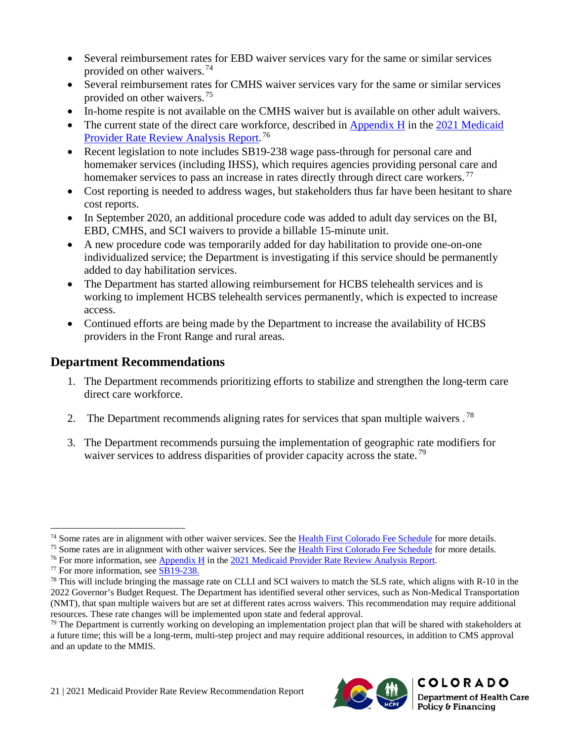- Several reimbursement rates for EBD waiver services vary for the same or similar services provided on other waivers.[74]
- Several reimbursement rates for CMHS waiver services vary for the same or similar services provided on other waivers.[75]
- In-home respite is not available on the CMHS waiver but is available on other adult waivers.
- The current state of the direct care workforce, described in Appendix H in the 2021 Medicaid Provider Rate Review Analysis Report.[76]
- Recent legislation to note includes SB19-238 wage pass-through for personal care and homemaker services (including IHSS), which requires agencies providing personal care and homemaker services to pass an increase in rates directly through direct care workers.[77]
- Cost reporting is needed to address wages, but stakeholders thus far have been hesitant to share cost reports.
- In September 2020, an additional procedure code was added to adult day services on the BI, EBD, CMHS, and SCI waivers to provide a billable 15-minute unit.
- A new procedure code was temporarily added for day habilitation to provide one-on-one individualized service; the Department is investigating if this service should be permanently added to day habilitation services.
- The Department has started allowing reimbursement for HCBS telehealth services and is working to implement HCBS telehealth services permanently, which is expected to increase access.
- Continued efforts are being made by the Department to increase the availability of HCBS providers in the Front Range and rural areas.

## Department Recommendations

1. The Department recommends prioritizing efforts to stabilize and strengthen the long-term care direct care workforce.
2. The Department recommends aligning rates for services that span multiple waivers .[78]
3. The Department recommends pursuing the implementation of geographic rate modifiers for waiver services to address disparities of provider capacity across the state.[79]

---

[74] Some rates are in alignment with other waiver services. See the Health First Colorado Fee Schedule for more details.
[75] Some rates are in alignment with other waiver services. See the Health First Colorado Fee Schedule for more details.
[76] For more information, see Appendix H in the 2021 Medicaid Provider Rate Review Analysis Report.
[77] For more information, see SB19-238.
[78] This will include bringing the massage rate on CLLI and SCI waivers to match the SLS rate, which aligns with R-10 in the 2022 Governor's Budget Request. The Department has identified several other services, such as Non-Medical Transportation (NMT), that span multiple waivers but are set at different rates across waivers. This recommendation may require additional resources. These rate changes will be implemented upon state and federal approval.
[79] The Department is currently working on developing an implementation project plan that will be shared with stakeholders at a future time; this will be a long-term, multi-step project and may require additional resources, in addition to CMS approval and an update to the MMIS.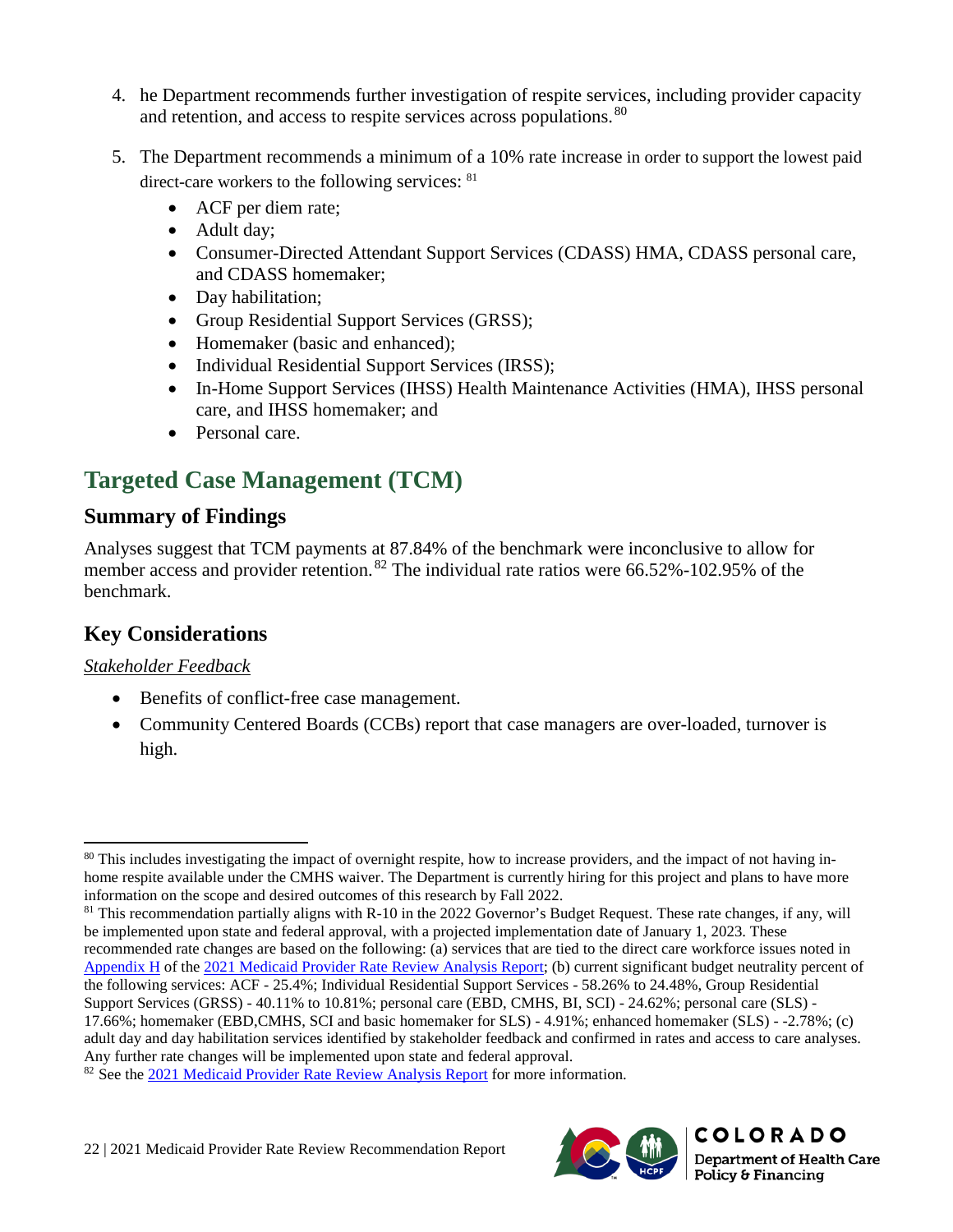4. he Department recommends further investigation of respite services, including provider capacity and retention, and access to respite services across populations.[80]

5. The Department recommends a minimum of a 10% rate increase in order to support the lowest paid direct-care workers to the following services: [81]
   - ACF per diem rate;
   - Adult day;
   - Consumer-Directed Attendant Support Services (CDASS) HMA, CDASS personal care, and CDASS homemaker;
   - Day habilitation;
   - Group Residential Support Services (GRSS);
   - Homemaker (basic and enhanced);
   - Individual Residential Support Services (IRSS);
   - In-Home Support Services (IHSS) Health Maintenance Activities (HMA), IHSS personal care, and IHSS homemaker; and
   - Personal care.

## Targeted Case Management (TCM)

### Summary of Findings

Analyses suggest that TCM payments at 87.84% of the benchmark were inconclusive to allow for member access and provider retention.[82] The individual rate ratios were 66.52%-102.95% of the benchmark.

### Key Considerations

*Stakeholder Feedback*

- Benefits of conflict-free case management.
- Community Centered Boards (CCBs) report that case managers are over-loaded, turnover is high.

---

[80] This includes investigating the impact of overnight respite, how to increase providers, and the impact of not having in-home respite available under the CMHS waiver. The Department is currently hiring for this project and plans to have more information on the scope and desired outcomes of this research by Fall 2022.

[81] This recommendation partially aligns with R-10 in the 2022 Governor's Budget Request. These rate changes, if any, will be implemented upon state and federal approval, with a projected implementation date of January 1, 2023. These recommended rate changes are based on the following: (a) services that are tied to the direct care workforce issues noted in Appendix H of the 2021 Medicaid Provider Rate Review Analysis Report; (b) current significant budget neutrality percent of the following services: ACF - 25.4%; Individual Residential Support Services - 58.26% to 24.48%, Group Residential Support Services (GRSS) - 40.11% to 10.81%; personal care (EBD, CMHS, BI, SCI) - 24.62%; personal care (SLS) - 17.66%; homemaker (EBD,CMHS, SCI and basic homemaker for SLS) - 4.91%; enhanced homemaker (SLS) - -2.78%; (c) adult day and day habilitation services identified by stakeholder feedback and confirmed in rates and access to care analyses. Any further rate changes will be implemented upon state and federal approval.

[82] See the 2021 Medicaid Provider Rate Review Analysis Report for more information.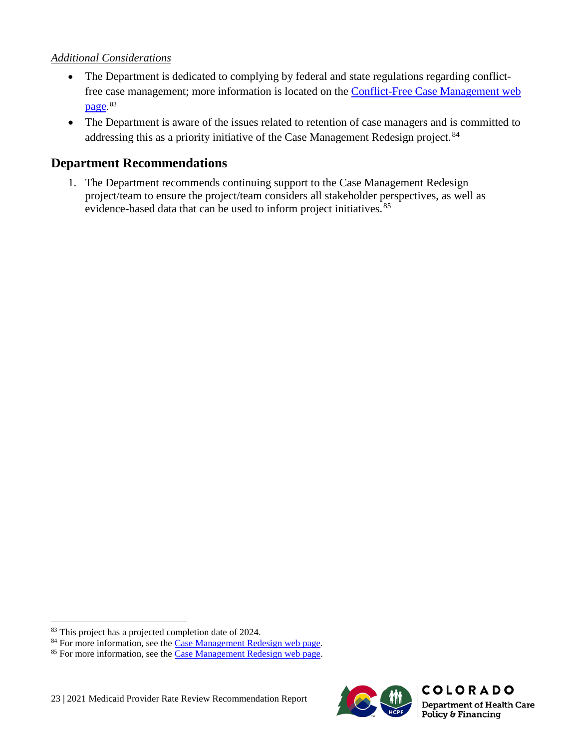*Additional Considerations*

- The Department is dedicated to complying by federal and state regulations regarding conflict-free case management; more information is located on the Conflict-Free Case Management web page.[83]
- The Department is aware of the issues related to retention of case managers and is committed to addressing this as a priority initiative of the Case Management Redesign project.[84]

## Department Recommendations

1. The Department recommends continuing support to the Case Management Redesign project/team to ensure the project/team considers all stakeholder perspectives, as well as evidence-based data that can be used to inform project initiatives.[85]

---

[83] This project has a projected completion date of 2024.
[84] For more information, see the Case Management Redesign web page.
[85] For more information, see the Case Management Redesign web page.